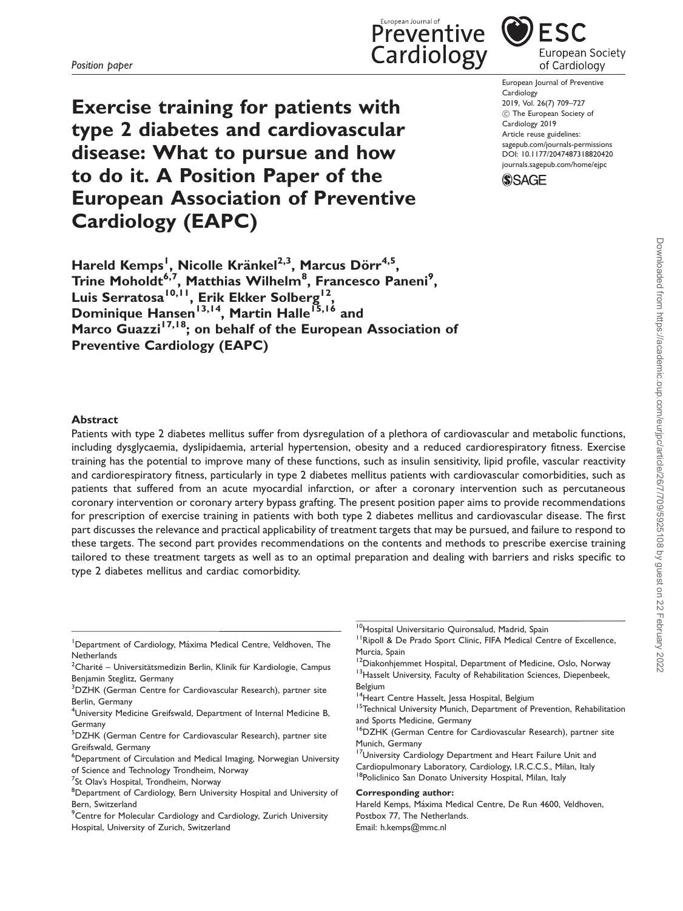*Position paper*

# Exercise training for patients with type 2 diabetes and cardiovascular disease: What to pursue and how to do it. A Position Paper of the European Association of Preventive Cardiology (EAPC)

**Hareld Kemps[1], Nicolle Kränkel[2,3], Marcus Dörr[4,5], Trine Moholdt[6,7], Matthias Wilhelm[8], Francesco Paneni[9], Luis Serratosa[10,11], Erik Ekker Solberg[12], Dominique Hansen[13,14], Martin Halle[15,16] and Marco Guazzi[17,18]; on behalf of the European Association of Preventive Cardiology (EAPC)**

European Journal of Preventive Cardiology
2019, Vol. 26(7) 709–727
© The European Society of Cardiology 2019
Article reuse guidelines: sagepub.com/journals-permissions
DOI: 10.1177/2047487318820420
journals.sagepub.com/home/ejpc

## Abstract

Patients with type 2 diabetes mellitus suffer from dysregulation of a plethora of cardiovascular and metabolic functions, including dysglycaemia, dyslipidaemia, arterial hypertension, obesity and a reduced cardiorespiratory fitness. Exercise training has the potential to improve many of these functions, such as insulin sensitivity, lipid profile, vascular reactivity and cardiorespiratory fitness, particularly in type 2 diabetes mellitus patients with cardiovascular comorbidities, such as patients that suffered from an acute myocardial infarction, or after a coronary intervention such as percutaneous coronary intervention or coronary artery bypass grafting. The present position paper aims to provide recommendations for prescription of exercise training in patients with both type 2 diabetes mellitus and cardiovascular disease. The first part discusses the relevance and practical applicability of treatment targets that may be pursued, and failure to respond to these targets. The second part provides recommendations on the contents and methods to prescribe exercise training tailored to these treatment targets as well as to an optimal preparation and dealing with barriers and risks specific to type 2 diabetes mellitus and cardiac comorbidity.

[1]Department of Cardiology, Máxima Medical Centre, Veldhoven, The Netherlands
[2]Charité – Universitätsmedizin Berlin, Klinik für Kardiologie, Campus Benjamin Steglitz, Germany
[3]DZHK (German Centre for Cardiovascular Research), partner site Berlin, Germany
[4]University Medicine Greifswald, Department of Internal Medicine B, Germany
[5]DZHK (German Centre for Cardiovascular Research), partner site Greifswald, Germany
[6]Department of Circulation and Medical Imaging, Norwegian University of Science and Technology Trondheim, Norway
[7]St Olav's Hospital, Trondheim, Norway
[8]Department of Cardiology, Bern University Hospital and University of Bern, Switzerland
[9]Centre for Molecular Cardiology and Cardiology, Zurich University Hospital, University of Zurich, Switzerland
[10]Hospital Universitario Quironsalud, Madrid, Spain
[11]Ripoll & De Prado Sport Clinic, FIFA Medical Centre of Excellence, Murcia, Spain
[12]Diakonhjemmet Hospital, Department of Medicine, Oslo, Norway
[13]Hasselt University, Faculty of Rehabilitation Sciences, Diepenbeek, Belgium
[14]Heart Centre Hasselt, Jessa Hospital, Belgium
[15]Technical University Munich, Department of Prevention, Rehabilitation and Sports Medicine, Germany
[16]DZHK (German Centre for Cardiovascular Research), partner site Munich, Germany
[17]University Cardiology Department and Heart Failure Unit and Cardiopulmonary Laboratory, Cardiology, I.R.C.C.S., Milan, Italy
[18]Policlinico San Donato University Hospital, Milan, Italy

**Corresponding author:**
Hareld Kemps, Máxima Medical Centre, De Run 4600, Veldhoven, Postbox 77, The Netherlands.
Email: h.kemps@mmc.nl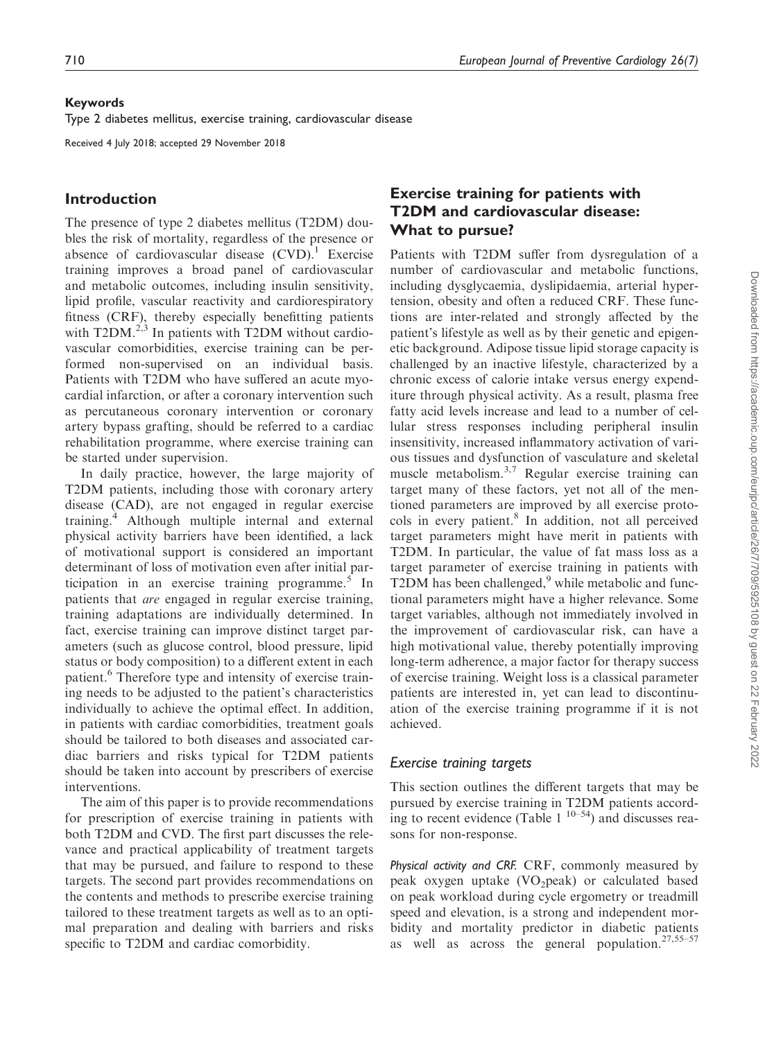## Keywords

Type 2 diabetes mellitus, exercise training, cardiovascular disease

Received 4 July 2018; accepted 29 November 2018

## Introduction

The presence of type 2 diabetes mellitus (T2DM) doubles the risk of mortality, regardless of the presence or absence of cardiovascular disease (CVD).[1] Exercise training improves a broad panel of cardiovascular and metabolic outcomes, including insulin sensitivity, lipid profile, vascular reactivity and cardiorespiratory fitness (CRF), thereby especially benefitting patients with T2DM.[2,3] In patients with T2DM without cardiovascular comorbidities, exercise training can be performed non-supervised on an individual basis. Patients with T2DM who have suffered an acute myocardial infarction, or after a coronary intervention such as percutaneous coronary intervention or coronary artery bypass grafting, should be referred to a cardiac rehabilitation programme, where exercise training can be started under supervision.

In daily practice, however, the large majority of T2DM patients, including those with coronary artery disease (CAD), are not engaged in regular exercise training.[4] Although multiple internal and external physical activity barriers have been identified, a lack of motivational support is considered an important determinant of loss of motivation even after initial participation in an exercise training programme.[5] In patients that *are* engaged in regular exercise training, training adaptations are individually determined. In fact, exercise training can improve distinct target parameters (such as glucose control, blood pressure, lipid status or body composition) to a different extent in each patient.[6] Therefore type and intensity of exercise training needs to be adjusted to the patient's characteristics individually to achieve the optimal effect. In addition, in patients with cardiac comorbidities, treatment goals should be tailored to both diseases and associated cardiac barriers and risks typical for T2DM patients should be taken into account by prescribers of exercise interventions.

The aim of this paper is to provide recommendations for prescription of exercise training in patients with both T2DM and CVD. The first part discusses the relevance and practical applicability of treatment targets that may be pursued, and failure to respond to these targets. The second part provides recommendations on the contents and methods to prescribe exercise training tailored to these treatment targets as well as to an optimal preparation and dealing with barriers and risks specific to T2DM and cardiac comorbidity.

## Exercise training for patients with T2DM and cardiovascular disease: What to pursue?

Patients with T2DM suffer from dysregulation of a number of cardiovascular and metabolic functions, including dysglycaemia, dyslipidaemia, arterial hypertension, obesity and often a reduced CRF. These functions are inter-related and strongly affected by the patient's lifestyle as well as by their genetic and epigenetic background. Adipose tissue lipid storage capacity is challenged by an inactive lifestyle, characterized by a chronic excess of calorie intake versus energy expenditure through physical activity. As a result, plasma free fatty acid levels increase and lead to a number of cellular stress responses including peripheral insulin insensitivity, increased inflammatory activation of various tissues and dysfunction of vasculature and skeletal muscle metabolism.[3,7] Regular exercise training can target many of these factors, yet not all of the mentioned parameters are improved by all exercise protocols in every patient.[8] In addition, not all perceived target parameters might have merit in patients with T2DM. In particular, the value of fat mass loss as a target parameter of exercise training in patients with T2DM has been challenged,[9] while metabolic and functional parameters might have a higher relevance. Some target variables, although not immediately involved in the improvement of cardiovascular risk, can have a high motivational value, thereby potentially improving long-term adherence, a major factor for therapy success of exercise training. Weight loss is a classical parameter patients are interested in, yet can lead to discontinuation of the exercise training programme if it is not achieved.

### Exercise training targets

This section outlines the different targets that may be pursued by exercise training in T2DM patients according to recent evidence (Table 1 [10–54]) and discusses reasons for non-response.

***Physical activity and CRF.*** CRF, commonly measured by peak oxygen uptake ($VO_2$peak) or calculated based on peak workload during cycle ergometry or treadmill speed and elevation, is a strong and independent morbidity and mortality predictor in diabetic patients as well as across the general population.[27,55–57]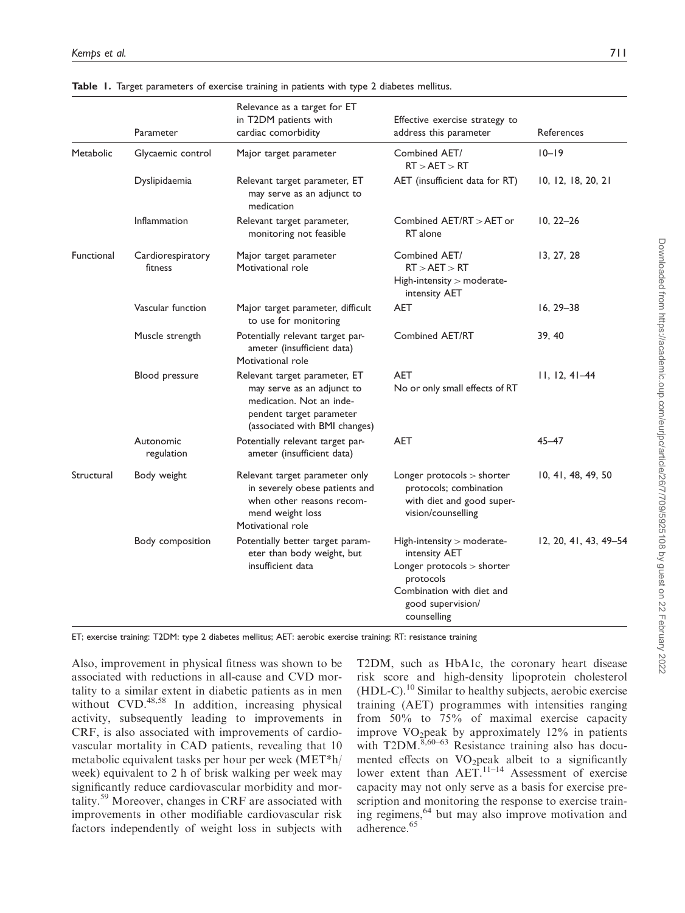**Table 1.** Target parameters of exercise training in patients with type 2 diabetes mellitus.

| | Parameter | Relevance as a target for ET in T2DM patients with cardiac comorbidity | Effective exercise strategy to address this parameter | References |
|---|---|---|---|---|
| Metabolic | Glycaemic control | Major target parameter | Combined AET/ RT > AET > RT | 10–19 |
| | Dyslipidaemia | Relevant target parameter, ET may serve as an adjunct to medication | AET (insufficient data for RT) | 10, 12, 18, 20, 21 |
| | Inflammation | Relevant target parameter, monitoring not feasible | Combined AET/RT > AET or RT alone | 10, 22–26 |
| Functional | Cardiorespiratory fitness | Major target parameter Motivational role | Combined AET/ RT > AET > RT High-intensity > moderate-intensity AET | 13, 27, 28 |
| | Vascular function | Major target parameter, difficult to use for monitoring | AET | 16, 29–38 |
| | Muscle strength | Potentially relevant target parameter (insufficient data) Motivational role | Combined AET/RT | 39, 40 |
| | Blood pressure | Relevant target parameter, ET may serve as an adjunct to medication. Not an independent target parameter (associated with BMI changes) | AET No or only small effects of RT | 11, 12, 41–44 |
| | Autonomic regulation | Potentially relevant target parameter (insufficient data) | AET | 45–47 |
| Structural | Body weight | Relevant target parameter only in severely obese patients and when other reasons recommend weight loss Motivational role | Longer protocols > shorter protocols; combination with diet and good supervision/counselling | 10, 41, 48, 49, 50 |
| | Body composition | Potentially better target parameter than body weight, but insufficient data | High-intensity > moderate-intensity AET Longer protocols > shorter protocols Combination with diet and good supervision/ counselling | 12, 20, 41, 43, 49–54 |

ET; exercise training: T2DM: type 2 diabetes mellitus; AET: aerobic exercise training; RT: resistance training

Also, improvement in physical fitness was shown to be associated with reductions in all-cause and CVD mortality to a similar extent in diabetic patients as in men without CVD.[48,58] In addition, increasing physical activity, subsequently leading to improvements in CRF, is also associated with improvements of cardiovascular mortality in CAD patients, revealing that 10 metabolic equivalent tasks per hour per week (MET*h/week) equivalent to 2 h of brisk walking per week may significantly reduce cardiovascular morbidity and mortality.[59] Moreover, changes in CRF are associated with improvements in other modifiable cardiovascular risk factors independently of weight loss in subjects with T2DM, such as HbA1c, the coronary heart disease risk score and high-density lipoprotein cholesterol (HDL-C).[10] Similar to healthy subjects, aerobic exercise training (AET) programmes with intensities ranging from 50% to 75% of maximal exercise capacity improve $VO_2$peak by approximately 12% in patients with T2DM.[8,60–63] Resistance training also has documented effects on $VO_2$peak albeit to a significantly lower extent than AET.[11–14] Assessment of exercise capacity may not only serve as a basis for exercise prescription and monitoring the response to exercise training regimens,[64] but may also improve motivation and adherence.[65]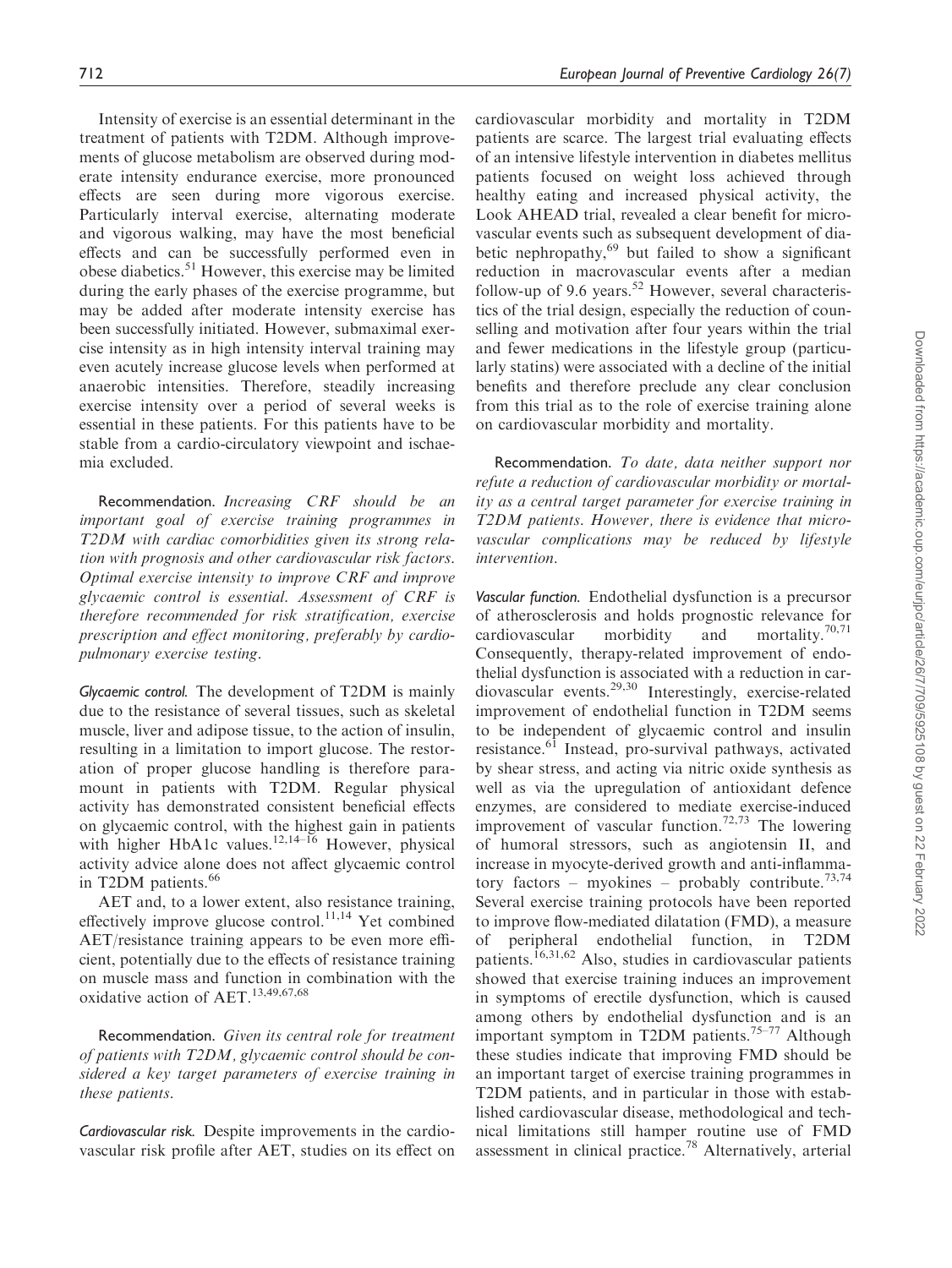Intensity of exercise is an essential determinant in the treatment of patients with T2DM. Although improvements of glucose metabolism are observed during moderate intensity endurance exercise, more pronounced effects are seen during more vigorous exercise. Particularly interval exercise, alternating moderate and vigorous walking, may have the most beneficial effects and can be successfully performed even in obese diabetics.[51] However, this exercise may be limited during the early phases of the exercise programme, but may be added after moderate intensity exercise has been successfully initiated. However, submaximal exercise intensity as in high intensity interval training may even acutely increase glucose levels when performed at anaerobic intensities. Therefore, steadily increasing exercise intensity over a period of several weeks is essential in these patients. For this patients have to be stable from a cardio-circulatory viewpoint and ischaemia excluded.

**Recommendation.** *Increasing CRF should be an important goal of exercise training programmes in T2DM with cardiac comorbidities given its strong relation with prognosis and other cardiovascular risk factors. Optimal exercise intensity to improve CRF and improve glycaemic control is essential. Assessment of CRF is therefore recommended for risk stratification, exercise prescription and effect monitoring, preferably by cardiopulmonary exercise testing.*

***Glycaemic control.*** The development of T2DM is mainly due to the resistance of several tissues, such as skeletal muscle, liver and adipose tissue, to the action of insulin, resulting in a limitation to import glucose. The restoration of proper glucose handling is therefore paramount in patients with T2DM. Regular physical activity has demonstrated consistent beneficial effects on glycaemic control, with the highest gain in patients with higher HbA1c values.[12,14–16] However, physical activity advice alone does not affect glycaemic control in T2DM patients.[66]

AET and, to a lower extent, also resistance training, effectively improve glucose control.[11,14] Yet combined AET/resistance training appears to be even more efficient, potentially due to the effects of resistance training on muscle mass and function in combination with the oxidative action of AET.[13,49,67,68]

**Recommendation.** *Given its central role for treatment of patients with T2DM, glycaemic control should be considered a key target parameters of exercise training in these patients.*

***Cardiovascular risk.*** Despite improvements in the cardiovascular risk profile after AET, studies on its effect on cardiovascular morbidity and mortality in T2DM patients are scarce. The largest trial evaluating effects of an intensive lifestyle intervention in diabetes mellitus patients focused on weight loss achieved through healthy eating and increased physical activity, the Look AHEAD trial, revealed a clear benefit for microvascular events such as subsequent development of diabetic nephropathy,[69] but failed to show a significant reduction in macrovascular events after a median follow-up of 9.6 years.[52] However, several characteristics of the trial design, especially the reduction of counselling and motivation after four years within the trial and fewer medications in the lifestyle group (particularly statins) were associated with a decline of the initial benefits and therefore preclude any clear conclusion from this trial as to the role of exercise training alone on cardiovascular morbidity and mortality.

**Recommendation.** *To date, data neither support nor refute a reduction of cardiovascular morbidity or mortality as a central target parameter for exercise training in T2DM patients. However, there is evidence that microvascular complications may be reduced by lifestyle intervention.*

***Vascular function.*** Endothelial dysfunction is a precursor of atherosclerosis and holds prognostic relevance for cardiovascular morbidity and mortality.[70,71] Consequently, therapy-related improvement of endothelial dysfunction is associated with a reduction in cardiovascular events.[29,30] Interestingly, exercise-related improvement of endothelial function in T2DM seems to be independent of glycaemic control and insulin resistance.[61] Instead, pro-survival pathways, activated by shear stress, and acting via nitric oxide synthesis as well as via the upregulation of antioxidant defence enzymes, are considered to mediate exercise-induced improvement of vascular function.[72,73] The lowering of humoral stressors, such as angiotensin II, and increase in myocyte-derived growth and anti-inflammatory factors – myokines – probably contribute.[73,74] Several exercise training protocols have been reported to improve flow-mediated dilatation (FMD), a measure of peripheral endothelial function, in T2DM patients.[16,31,62] Also, studies in cardiovascular patients showed that exercise training induces an improvement in symptoms of erectile dysfunction, which is caused among others by endothelial dysfunction and is an important symptom in T2DM patients.[75–77] Although these studies indicate that improving FMD should be an important target of exercise training programmes in T2DM patients, and in particular in those with established cardiovascular disease, methodological and technical limitations still hamper routine use of FMD assessment in clinical practice.[78] Alternatively, arterial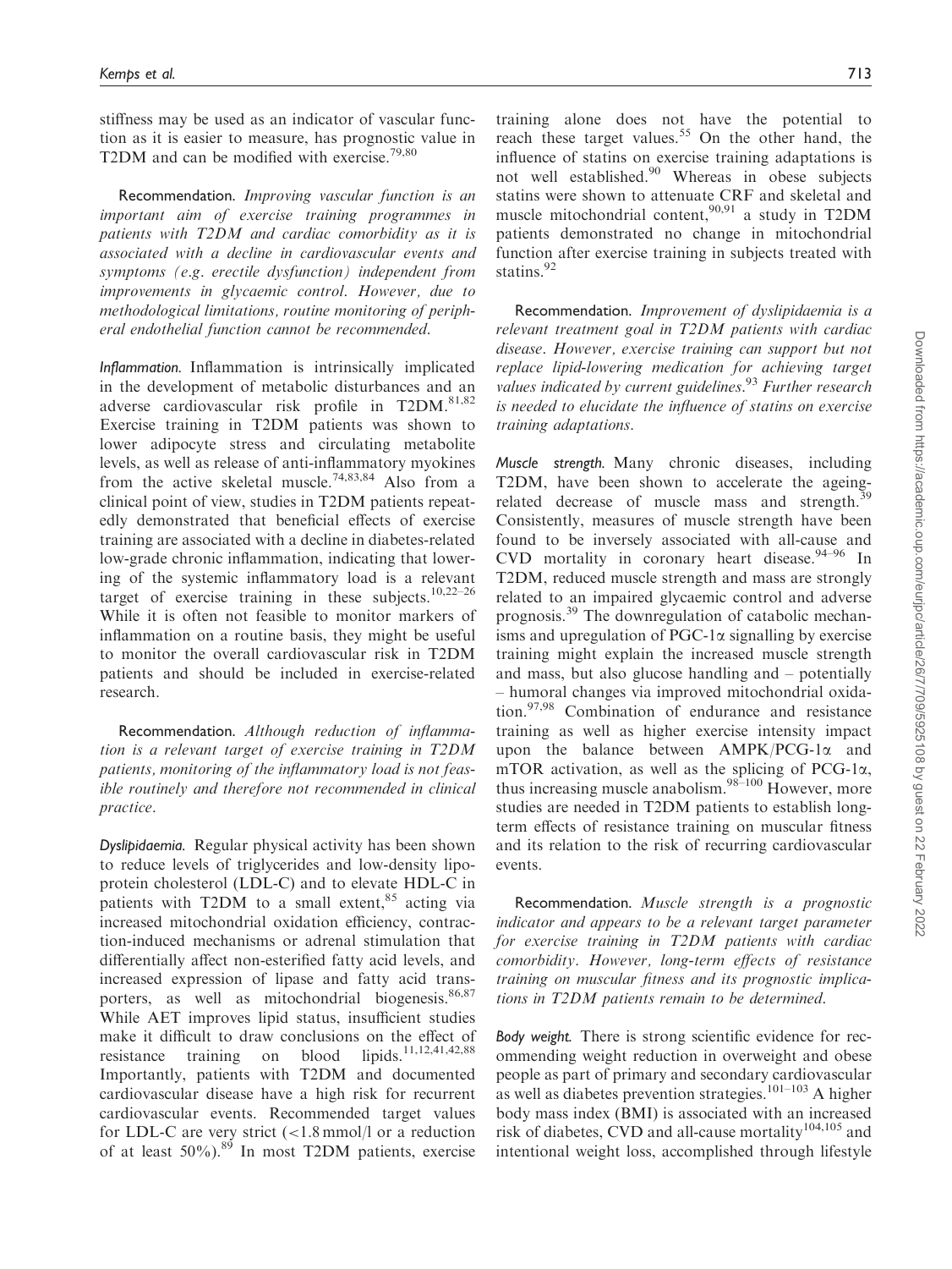stiffness may be used as an indicator of vascular function as it is easier to measure, has prognostic value in T2DM and can be modified with exercise.[79,80]

**Recommendation.** *Improving vascular function is an important aim of exercise training programmes in patients with T2DM and cardiac comorbidity as it is associated with a decline in cardiovascular events and symptoms (e.g. erectile dysfunction) independent from improvements in glycaemic control. However, due to methodological limitations, routine monitoring of peripheral endothelial function cannot be recommended.*

***Inflammation.*** Inflammation is intrinsically implicated in the development of metabolic disturbances and an adverse cardiovascular risk profile in T2DM.[81,82] Exercise training in T2DM patients was shown to lower adipocyte stress and circulating metabolite levels, as well as release of anti-inflammatory myokines from the active skeletal muscle.[74,83,84] Also from a clinical point of view, studies in T2DM patients repeatedly demonstrated that beneficial effects of exercise training are associated with a decline in diabetes-related low-grade chronic inflammation, indicating that lowering of the systemic inflammatory load is a relevant target of exercise training in these subjects.[10,22–26] While it is often not feasible to monitor markers of inflammation on a routine basis, they might be useful to monitor the overall cardiovascular risk in T2DM patients and should be included in exercise-related research.

**Recommendation.** *Although reduction of inflammation is a relevant target of exercise training in T2DM patients, monitoring of the inflammatory load is not feasible routinely and therefore not recommended in clinical practice.*

***Dyslipidaemia.*** Regular physical activity has been shown to reduce levels of triglycerides and low-density lipoprotein cholesterol (LDL-C) and to elevate HDL-C in patients with T2DM to a small extent,[85] acting via increased mitochondrial oxidation efficiency, contraction-induced mechanisms or adrenal stimulation that differentially affect non-esterified fatty acid levels, and increased expression of lipase and fatty acid transporters, as well as mitochondrial biogenesis.[86,87] While AET improves lipid status, insufficient studies make it difficult to draw conclusions on the effect of resistance training on blood lipids.[11,12,41,42,88] Importantly, patients with T2DM and documented cardiovascular disease have a high risk for recurrent cardiovascular events. Recommended target values for LDL-C are very strict (<1.8 mmol/l or a reduction of at least 50%).[89] In most T2DM patients, exercise training alone does not have the potential to reach these target values.[55] On the other hand, the influence of statins on exercise training adaptations is not well established.[90] Whereas in obese subjects statins were shown to attenuate CRF and skeletal and muscle mitochondrial content,[90,91] a study in T2DM patients demonstrated no change in mitochondrial function after exercise training in subjects treated with statins.[92]

**Recommendation.** *Improvement of dyslipidaemia is a relevant treatment goal in T2DM patients with cardiac disease. However, exercise training can support but not replace lipid-lowering medication for achieving target values indicated by current guidelines.[93] Further research is needed to elucidate the influence of statins on exercise training adaptations.*

***Muscle strength.*** Many chronic diseases, including T2DM, have been shown to accelerate the ageing-related decrease of muscle mass and strength.[39] Consistently, measures of muscle strength have been found to be inversely associated with all-cause and CVD mortality in coronary heart disease.[94–96] In T2DM, reduced muscle strength and mass are strongly related to an impaired glycaemic control and adverse prognosis.[39] The downregulation of catabolic mechanisms and upregulation of PGC-1$\alpha$ signalling by exercise training might explain the increased muscle strength and mass, but also glucose handling and – potentially – humoral changes via improved mitochondrial oxidation.[97,98] Combination of endurance and resistance training as well as higher exercise intensity impact upon the balance between AMPK/PCG-1$\alpha$ and mTOR activation, as well as the splicing of PCG-1$\alpha$, thus increasing muscle anabolism.[98–100] However, more studies are needed in T2DM patients to establish long-term effects of resistance training on muscular fitness and its relation to the risk of recurring cardiovascular events.

**Recommendation.** *Muscle strength is a prognostic indicator and appears to be a relevant target parameter for exercise training in T2DM patients with cardiac comorbidity. However, long-term effects of resistance training on muscular fitness and its prognostic implications in T2DM patients remain to be determined.*

***Body weight.*** There is strong scientific evidence for recommending weight reduction in overweight and obese people as part of primary and secondary cardiovascular as well as diabetes prevention strategies.[101–103] A higher body mass index (BMI) is associated with an increased risk of diabetes, CVD and all-cause mortality[104,105] and intentional weight loss, accomplished through lifestyle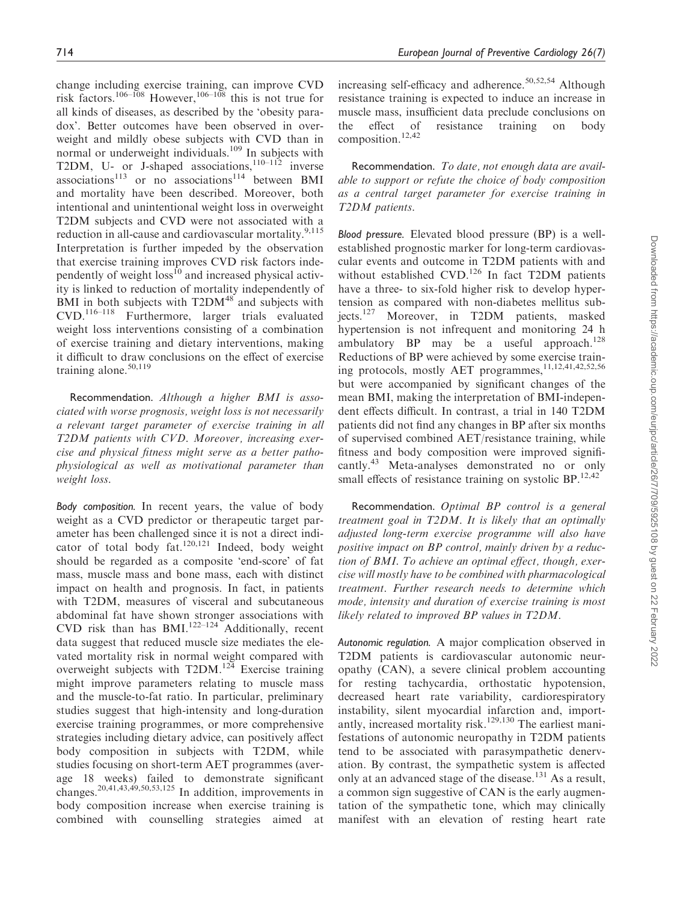change including exercise training, can improve CVD risk factors.[106–108] However,[106–108] this is not true for all kinds of diseases, as described by the 'obesity paradox'. Better outcomes have been observed in overweight and mildly obese subjects with CVD than in normal or underweight individuals.[109] In subjects with T2DM, U- or J-shaped associations,[110–112] inverse associations[113] or no associations[114] between BMI and mortality have been described. Moreover, both intentional and unintentional weight loss in overweight T2DM subjects and CVD were not associated with a reduction in all-cause and cardiovascular mortality.[9,115] Interpretation is further impeded by the observation that exercise training improves CVD risk factors independently of weight loss[10] and increased physical activity is linked to reduction of mortality independently of BMI in both subjects with T2DM[48] and subjects with CVD.[116–118] Furthermore, larger trials evaluated weight loss interventions consisting of a combination of exercise training and dietary interventions, making it difficult to draw conclusions on the effect of exercise training alone.[50,119]

**Recommendation.** *Although a higher BMI is associated with worse prognosis, weight loss is not necessarily a relevant target parameter of exercise training in all T2DM patients with CVD. Moreover, increasing exercise and physical fitness might serve as a better pathophysiological as well as motivational parameter than weight loss.*

***Body composition.*** In recent years, the value of body weight as a CVD predictor or therapeutic target parameter has been challenged since it is not a direct indicator of total body fat.[120,121] Indeed, body weight should be regarded as a composite 'end-score' of fat mass, muscle mass and bone mass, each with distinct impact on health and prognosis. In fact, in patients with T2DM, measures of visceral and subcutaneous abdominal fat have shown stronger associations with CVD risk than has BMI.[122–124] Additionally, recent data suggest that reduced muscle size mediates the elevated mortality risk in normal weight compared with overweight subjects with T2DM.[124] Exercise training might improve parameters relating to muscle mass and the muscle-to-fat ratio. In particular, preliminary studies suggest that high-intensity and long-duration exercise training programmes, or more comprehensive strategies including dietary advice, can positively affect body composition in subjects with T2DM, while studies focusing on short-term AET programmes (average 18 weeks) failed to demonstrate significant changes.[20,41,43,49,50,53,125] In addition, improvements in body composition increase when exercise training is combined with counselling strategies aimed at increasing self-efficacy and adherence.[50,52,54] Although resistance training is expected to induce an increase in muscle mass, insufficient data preclude conclusions on the effect of resistance training on body composition.[12,42]

**Recommendation.** *To date, not enough data are available to support or refute the choice of body composition as a central target parameter for exercise training in T2DM patients.*

***Blood pressure.*** Elevated blood pressure (BP) is a well-established prognostic marker for long-term cardiovascular events and outcome in T2DM patients with and without established CVD.[126] In fact T2DM patients have a three- to six-fold higher risk to develop hypertension as compared with non-diabetes mellitus subjects.[127] Moreover, in T2DM patients, masked hypertension is not infrequent and monitoring 24 h ambulatory BP may be a useful approach.[128] Reductions of BP were achieved by some exercise training protocols, mostly AET programmes,[11,12,41,42,52,56] but were accompanied by significant changes of the mean BMI, making the interpretation of BMI-independent effects difficult. In contrast, a trial in 140 T2DM patients did not find any changes in BP after six months of supervised combined AET/resistance training, while fitness and body composition were improved significantly.[43] Meta-analyses demonstrated no or only small effects of resistance training on systolic BP.[12,42]

**Recommendation.** *Optimal BP control is a general treatment goal in T2DM. It is likely that an optimally adjusted long-term exercise programme will also have positive impact on BP control, mainly driven by a reduction of BMI. To achieve an optimal effect, though, exercise will mostly have to be combined with pharmacological treatment. Further research needs to determine which mode, intensity and duration of exercise training is most likely related to improved BP values in T2DM.*

***Autonomic regulation.*** A major complication observed in T2DM patients is cardiovascular autonomic neuropathy (CAN), a severe clinical problem accounting for resting tachycardia, orthostatic hypotension, decreased heart rate variability, cardiorespiratory instability, silent myocardial infarction and, importantly, increased mortality risk.[129,130] The earliest manifestations of autonomic neuropathy in T2DM patients tend to be associated with parasympathetic denervation. By contrast, the sympathetic system is affected only at an advanced stage of the disease.[131] As a result, a common sign suggestive of CAN is the early augmentation of the sympathetic tone, which may clinically manifest with an elevation of resting heart rate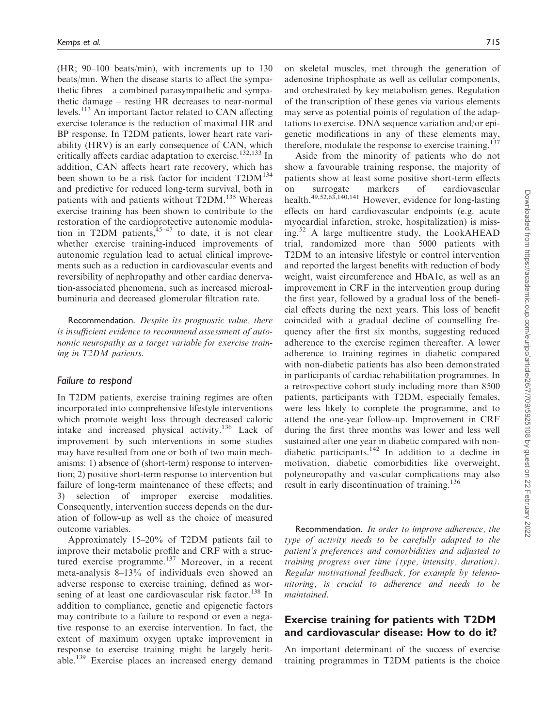(HR; 90–100 beats/min), with increments up to 130 beats/min. When the disease starts to affect the sympathetic fibres – a combined parasympathetic and sympathetic damage – resting HR decreases to near-normal levels.[113] An important factor related to CAN affecting exercise tolerance is the reduction of maximal HR and BP response. In T2DM patients, lower heart rate variability (HRV) is an early consequence of CAN, which critically affects cardiac adaptation to exercise.[132,133] In addition, CAN affects heart rate recovery, which has been shown to be a risk factor for incident T2DM[134] and predictive for reduced long-term survival, both in patients with and patients without T2DM.[135] Whereas exercise training has been shown to contribute to the restoration of the cardioprotective autonomic modulation in T2DM patients,[45–47] to date, it is not clear whether exercise training-induced improvements of autonomic regulation lead to actual clinical improvements such as a reduction in cardiovascular events and reversibility of nephropathy and other cardiac denervation-associated phenomena, such as increased microalbuminuria and decreased glomerular filtration rate.

**Recommendation.** *Despite its prognostic value, there is insufficient evidence to recommend assessment of autonomic neuropathy as a target variable for exercise training in T2DM patients.*

### Failure to respond

In T2DM patients, exercise training regimes are often incorporated into comprehensive lifestyle interventions which promote weight loss through decreased caloric intake and increased physical activity.[136] Lack of improvement by such interventions in some studies may have resulted from one or both of two main mechanisms: 1) absence of (short-term) response to intervention; 2) positive short-term response to intervention but failure of long-term maintenance of these effects; and 3) selection of improper exercise modalities. Consequently, intervention success depends on the duration of follow-up as well as the choice of measured outcome variables.

Approximately 15–20% of T2DM patients fail to improve their metabolic profile and CRF with a structured exercise programme.[137] Moreover, in a recent meta-analysis 8–13% of individuals even showed an adverse response to exercise training, defined as worsening of at least one cardiovascular risk factor.[138] In addition to compliance, genetic and epigenetic factors may contribute to a failure to respond or even a negative response to an exercise intervention. In fact, the extent of maximum oxygen uptake improvement in response to exercise training might be largely heritable.[139] Exercise places an increased energy demand on skeletal muscles, met through the generation of adenosine triphosphate as well as cellular components, and orchestrated by key metabolism genes. Regulation of the transcription of these genes via various elements may serve as potential points of regulation of the adaptations to exercise. DNA sequence variation and/or epigenetic modifications in any of these elements may, therefore, modulate the response to exercise training.[137]

Aside from the minority of patients who do not show a favourable training response, the majority of patients show at least some positive short-term effects on surrogate markers of cardiovascular health.[49,52,63,140,141] However, evidence for long-lasting effects on hard cardiovascular endpoints (e.g. acute myocardial infarction, stroke, hospitalization) is missing.[52] A large multicentre study, the LookAHEAD trial, randomized more than 5000 patients with T2DM to an intensive lifestyle or control intervention and reported the largest benefits with reduction of body weight, waist circumference and HbA1c, as well as an improvement in CRF in the intervention group during the first year, followed by a gradual loss of the beneficial effects during the next years. This loss of benefit coincided with a gradual decline of counselling frequency after the first six months, suggesting reduced adherence to the exercise regimen thereafter. A lower adherence to training regimes in diabetic compared with non-diabetic patients has also been demonstrated in participants of cardiac rehabilitation programmes. In a retrospective cohort study including more than 8500 patients, participants with T2DM, especially females, were less likely to complete the programme, and to attend the one-year follow-up. Improvement in CRF during the first three months was lower and less well sustained after one year in diabetic compared with non-diabetic participants.[142] In addition to a decline in motivation, diabetic comorbidities like overweight, polyneuropathy and vascular complications may also result in early discontinuation of training.[136]

**Recommendation.** *In order to improve adherence, the type of activity needs to be carefully adapted to the patient's preferences and comorbidities and adjusted to training progress over time (type, intensity, duration). Regular motivational feedback, for example by telemonitoring, is crucial to adherence and needs to be maintained.*

## Exercise training for patients with T2DM and cardiovascular disease: How to do it?

An important determinant of the success of exercise training programmes in T2DM patients is the choice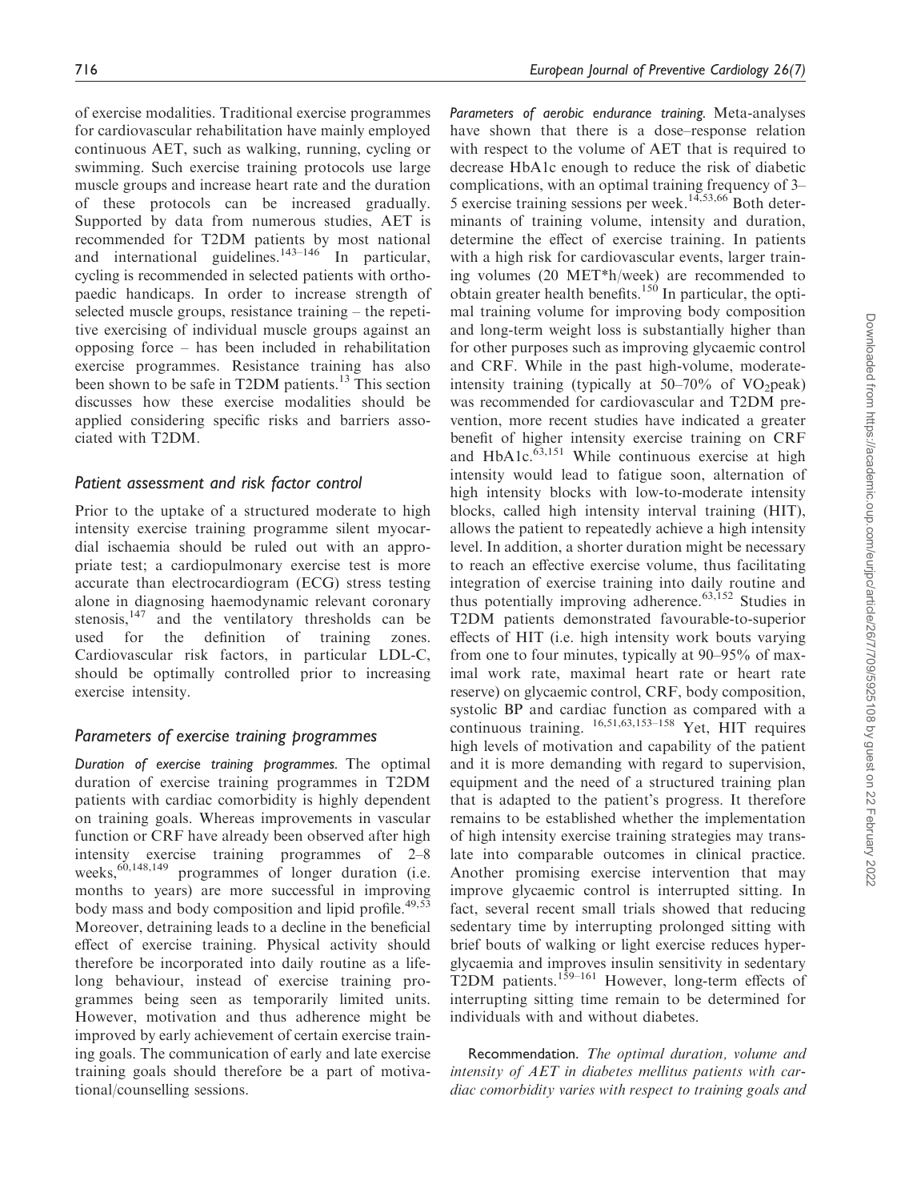of exercise modalities. Traditional exercise programmes for cardiovascular rehabilitation have mainly employed continuous AET, such as walking, running, cycling or swimming. Such exercise training protocols use large muscle groups and increase heart rate and the duration of these protocols can be increased gradually. Supported by data from numerous studies, AET is recommended for T2DM patients by most national and international guidelines.[143–146] In particular, cycling is recommended in selected patients with orthopaedic handicaps. In order to increase strength of selected muscle groups, resistance training – the repetitive exercising of individual muscle groups against an opposing force – has been included in rehabilitation exercise programmes. Resistance training has also been shown to be safe in T2DM patients.[13] This section discusses how these exercise modalities should be applied considering specific risks and barriers associated with T2DM.

### Patient assessment and risk factor control

Prior to the uptake of a structured moderate to high intensity exercise training programme silent myocardial ischaemia should be ruled out with an appropriate test; a cardiopulmonary exercise test is more accurate than electrocardiogram (ECG) stress testing alone in diagnosing haemodynamic relevant coronary stenosis,[147] and the ventilatory thresholds can be used for the definition of training zones. Cardiovascular risk factors, in particular LDL-C, should be optimally controlled prior to increasing exercise intensity.

### Parameters of exercise training programmes

*Duration of exercise training programmes.* The optimal duration of exercise training programmes in T2DM patients with cardiac comorbidity is highly dependent on training goals. Whereas improvements in vascular function or CRF have already been observed after high intensity exercise training programmes of 2–8 weeks,[60,148,149] programmes of longer duration (i.e. months to years) are more successful in improving body mass and body composition and lipid profile.[49,53] Moreover, detraining leads to a decline in the beneficial effect of exercise training. Physical activity should therefore be incorporated into daily routine as a lifelong behaviour, instead of exercise training programmes being seen as temporarily limited units. However, motivation and thus adherence might be improved by early achievement of certain exercise training goals. The communication of early and late exercise training goals should therefore be a part of motivational/counselling sessions.

*Parameters of aerobic endurance training.* Meta-analyses have shown that there is a dose–response relation with respect to the volume of AET that is required to decrease HbA1c enough to reduce the risk of diabetic complications, with an optimal training frequency of 3–5 exercise training sessions per week.[14,53,66] Both determinants of training volume, intensity and duration, determine the effect of exercise training. In patients with a high risk for cardiovascular events, larger training volumes (20 MET*h/week) are recommended to obtain greater health benefits.[150] In particular, the optimal training volume for improving body composition and long-term weight loss is substantially higher than for other purposes such as improving glycaemic control and CRF. While in the past high-volume, moderate-intensity training (typically at 50–70% of $VO_2$peak) was recommended for cardiovascular and T2DM prevention, more recent studies have indicated a greater benefit of higher intensity exercise training on CRF and HbA1c.[63,151] While continuous exercise at high intensity would lead to fatigue soon, alternation of high intensity blocks with low-to-moderate intensity blocks, called high intensity interval training (HIT), allows the patient to repeatedly achieve a high intensity level. In addition, a shorter duration might be necessary to reach an effective exercise volume, thus facilitating integration of exercise training into daily routine and thus potentially improving adherence.[63,152] Studies in T2DM patients demonstrated favourable-to-superior effects of HIT (i.e. high intensity work bouts varying from one to four minutes, typically at 90–95% of maximal work rate, maximal heart rate or heart rate reserve) on glycaemic control, CRF, body composition, systolic BP and cardiac function as compared with a continuous training.[16,51,63,153–158] Yet, HIT requires high levels of motivation and capability of the patient and it is more demanding with regard to supervision, equipment and the need of a structured training plan that is adapted to the patient's progress. It therefore remains to be established whether the implementation of high intensity exercise training strategies may translate into comparable outcomes in clinical practice. Another promising exercise intervention that may improve glycaemic control is interrupted sitting. In fact, several recent small trials showed that reducing sedentary time by interrupting prolonged sitting with brief bouts of walking or light exercise reduces hyperglycaemia and improves insulin sensitivity in sedentary T2DM patients.[159–161] However, long-term effects of interrupting sitting time remain to be determined for individuals with and without diabetes.

**Recommendation.** *The optimal duration, volume and intensity of AET in diabetes mellitus patients with cardiac comorbidity varies with respect to training goals and*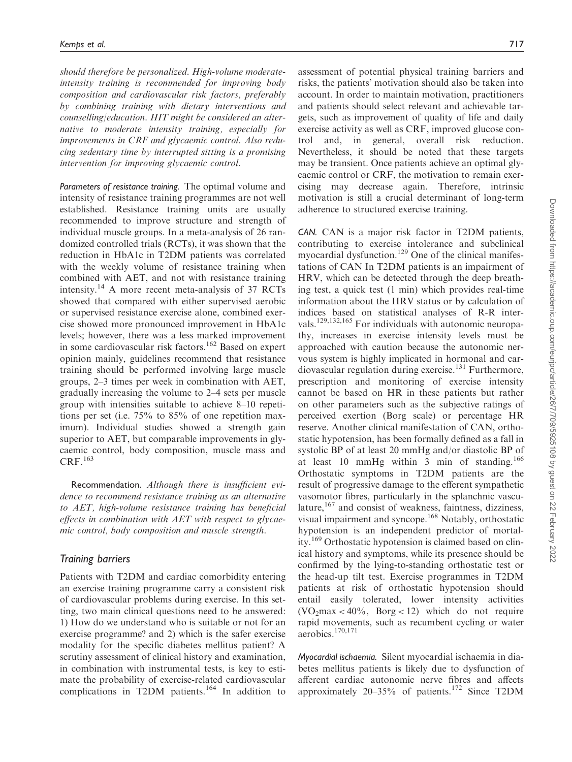*should therefore be personalized. High-volume moderate-intensity training is recommended for improving body composition and cardiovascular risk factors, preferably by combining training with dietary interventions and counselling/education. HIT might be considered an alternative to moderate intensity training, especially for improvements in CRF and glycaemic control. Also reducing sedentary time by interrupted sitting is a promising intervention for improving glycaemic control.*

*Parameters of resistance training.* The optimal volume and intensity of resistance training programmes are not well established. Resistance training units are usually recommended to improve structure and strength of individual muscle groups. In a meta-analysis of 26 randomized controlled trials (RCTs), it was shown that the reduction in HbA1c in T2DM patients was correlated with the weekly volume of resistance training when combined with AET, and not with resistance training intensity.[14] A more recent meta-analysis of 37 RCTs showed that compared with either supervised aerobic or supervised resistance exercise alone, combined exercise showed more pronounced improvement in HbA1c levels; however, there was a less marked improvement in some cardiovascular risk factors.[162] Based on expert opinion mainly, guidelines recommend that resistance training should be performed involving large muscle groups, 2–3 times per week in combination with AET, gradually increasing the volume to 2–4 sets per muscle group with intensities suitable to achieve 8–10 repetitions per set (i.e. 75% to 85% of one repetition maximum). Individual studies showed a strength gain superior to AET, but comparable improvements in glycaemic control, body composition, muscle mass and CRF.[163]

Recommendation. *Although there is insufficient evidence to recommend resistance training as an alternative to AET, high-volume resistance training has beneficial effects in combination with AET with respect to glycaemic control, body composition and muscle strength.*

## Training barriers

Patients with T2DM and cardiac comorbidity entering an exercise training programme carry a consistent risk of cardiovascular problems during exercise. In this setting, two main clinical questions need to be answered: 1) How do we understand who is suitable or not for an exercise programme? and 2) which is the safer exercise modality for the specific diabetes mellitus patient? A scrutiny assessment of clinical history and examination, in combination with instrumental tests, is key to estimate the probability of exercise-related cardiovascular complications in T2DM patients.[164] In addition to assessment of potential physical training barriers and risks, the patients' motivation should also be taken into account. In order to maintain motivation, practitioners and patients should select relevant and achievable targets, such as improvement of quality of life and daily exercise activity as well as CRF, improved glucose control and, in general, overall risk reduction. Nevertheless, it should be noted that these targets may be transient. Once patients achieve an optimal glycaemic control or CRF, the motivation to remain exercising may decrease again. Therefore, intrinsic motivation is still a crucial determinant of long-term adherence to structured exercise training.

*CAN.* CAN is a major risk factor in T2DM patients, contributing to exercise intolerance and subclinical myocardial dysfunction.[129] One of the clinical manifestations of CAN In T2DM patients is an impairment of HRV, which can be detected through the deep breathing test, a quick test (1 min) which provides real-time information about the HRV status or by calculation of indices based on statistical analyses of R-R intervals.[129,132,165] For individuals with autonomic neuropathy, increases in exercise intensity levels must be approached with caution because the autonomic nervous system is highly implicated in hormonal and cardiovascular regulation during exercise.[131] Furthermore, prescription and monitoring of exercise intensity cannot be based on HR in these patients but rather on other parameters such as the subjective ratings of perceived exertion (Borg scale) or percentage HR reserve. Another clinical manifestation of CAN, orthostatic hypotension, has been formally defined as a fall in systolic BP of at least 20 mmHg and/or diastolic BP of at least 10 mmHg within 3 min of standing.[166] Orthostatic symptoms in T2DM patients are the result of progressive damage to the efferent sympathetic vasomotor fibres, particularly in the splanchnic vasculature,[167] and consist of weakness, faintness, dizziness, visual impairment and syncope.[168] Notably, orthostatic hypotension is an independent predictor of mortality.[169] Orthostatic hypotension is claimed based on clinical history and symptoms, while its presence should be confirmed by the lying-to-standing orthostatic test or the head-up tilt test. Exercise programmes in T2DM patients at risk of orthostatic hypotension should entail easily tolerated, lower intensity activities ($VO_2max < 40\%$, Borg < 12) which do not require rapid movements, such as recumbent cycling or water aerobics.[170,171]

*Myocardial ischaemia.* Silent myocardial ischaemia in diabetes mellitus patients is likely due to dysfunction of afferent cardiac autonomic nerve fibres and affects approximately 20–35% of patients.[172] Since T2DM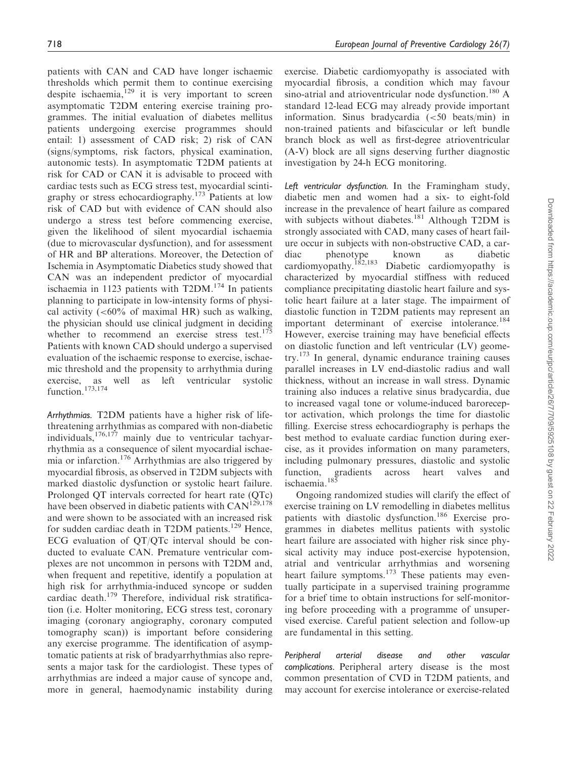patients with CAN and CAD have longer ischaemic thresholds which permit them to continue exercising despite ischaemia,[129] it is very important to screen asymptomatic T2DM entering exercise training programmes. The initial evaluation of diabetes mellitus patients undergoing exercise programmes should entail: 1) assessment of CAD risk; 2) risk of CAN (signs/symptoms, risk factors, physical examination, autonomic tests). In asymptomatic T2DM patients at risk for CAD or CAN it is advisable to proceed with cardiac tests such as ECG stress test, myocardial scintigraphy or stress echocardiography.[173] Patients at low risk of CAD but with evidence of CAN should also undergo a stress test before commencing exercise, given the likelihood of silent myocardial ischaemia (due to microvascular dysfunction), and for assessment of HR and BP alterations. Moreover, the Detection of Ischemia in Asymptomatic Diabetics study showed that CAN was an independent predictor of myocardial ischaemia in 1123 patients with T2DM.[174] In patients planning to participate in low-intensity forms of physical activity (<60% of maximal HR) such as walking, the physician should use clinical judgment in deciding whether to recommend an exercise stress test.[175] Patients with known CAD should undergo a supervised evaluation of the ischaemic response to exercise, ischaemic threshold and the propensity to arrhythmia during exercise, as well as left ventricular systolic function.[173,174]

*Arrhythmias.* T2DM patients have a higher risk of life-threatening arrhythmias as compared with non-diabetic individuals,[176,177] mainly due to ventricular tachyarrhythmia as a consequence of silent myocardial ischaemia or infarction.[176] Arrhythmias are also triggered by myocardial fibrosis, as observed in T2DM subjects with marked diastolic dysfunction or systolic heart failure. Prolonged QT intervals corrected for heart rate (QTc) have been observed in diabetic patients with CAN[129,178] and were shown to be associated with an increased risk for sudden cardiac death in T2DM patients.[129] Hence, ECG evaluation of QT/QTc interval should be conducted to evaluate CAN. Premature ventricular complexes are not uncommon in persons with T2DM and, when frequent and repetitive, identify a population at high risk for arrhythmia-induced syncope or sudden cardiac death.[179] Therefore, individual risk stratification (i.e. Holter monitoring, ECG stress test, coronary imaging (coronary angiography, coronary computed tomography scan)) is important before considering any exercise programme. The identification of asymptomatic patients at risk of bradyarrhythmias also represents a major task for the cardiologist. These types of arrhythmias are indeed a major cause of syncope and, more in general, haemodynamic instability during exercise. Diabetic cardiomyopathy is associated with myocardial fibrosis, a condition which may favour sino-atrial and atrioventricular node dysfunction.[180] A standard 12-lead ECG may already provide important information. Sinus bradycardia (<50 beats/min) in non-trained patients and bifascicular or left bundle branch block as well as first-degree atrioventricular (A-V) block are all signs deserving further diagnostic investigation by 24-h ECG monitoring.

*Left ventricular dysfunction.* In the Framingham study, diabetic men and women had a six- to eight-fold increase in the prevalence of heart failure as compared with subjects without diabetes.[181] Although T2DM is strongly associated with CAD, many cases of heart failure occur in subjects with non-obstructive CAD, a cardiac phenotype known as diabetic cardiomyopathy.[182,183] Diabetic cardiomyopathy is characterized by myocardial stiffness with reduced compliance precipitating diastolic heart failure and systolic heart failure at a later stage. The impairment of diastolic function in T2DM patients may represent an important determinant of exercise intolerance.[184] However, exercise training may have beneficial effects on diastolic function and left ventricular (LV) geometry.[173] In general, dynamic endurance training causes parallel increases in LV end-diastolic radius and wall thickness, without an increase in wall stress. Dynamic training also induces a relative sinus bradycardia, due to increased vagal tone or volume-induced baroreceptor activation, which prolongs the time for diastolic filling. Exercise stress echocardiography is perhaps the best method to evaluate cardiac function during exercise, as it provides information on many parameters, including pulmonary pressures, diastolic and systolic function, gradients across heart valves and ischaemia.[185]

Ongoing randomized studies will clarify the effect of exercise training on LV remodelling in diabetes mellitus patients with diastolic dysfunction.[186] Exercise programmes in diabetes mellitus patients with systolic heart failure are associated with higher risk since physical activity may induce post-exercise hypotension, atrial and ventricular arrhythmias and worsening heart failure symptoms.[173] These patients may eventually participate in a supervised training programme for a brief time to obtain instructions for self-monitoring before proceeding with a programme of unsupervised exercise. Careful patient selection and follow-up are fundamental in this setting.

*Peripheral arterial disease and other vascular complications.* Peripheral artery disease is the most common presentation of CVD in T2DM patients, and may account for exercise intolerance or exercise-related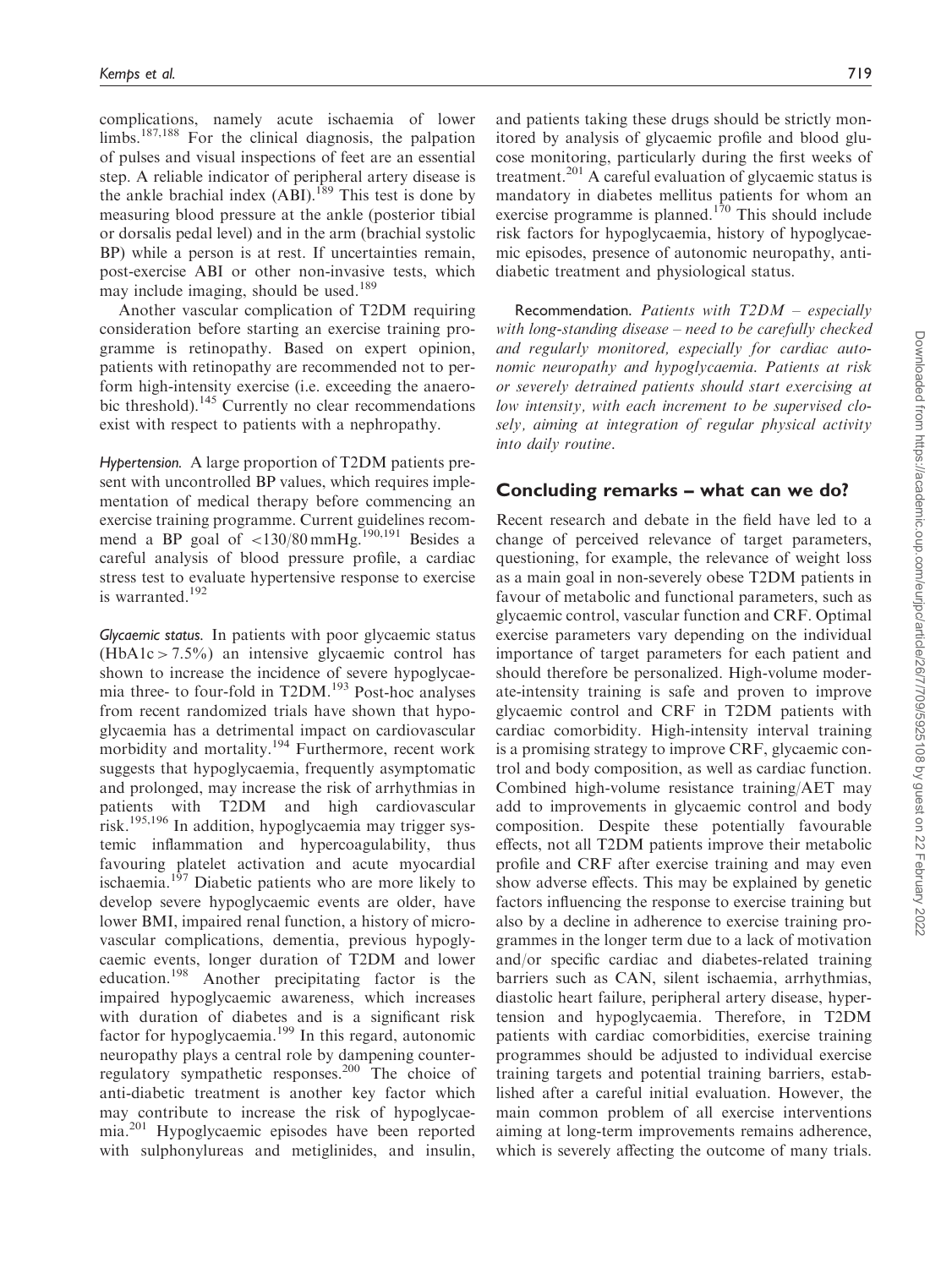complications, namely acute ischaemia of lower limbs.[187,188] For the clinical diagnosis, the palpation of pulses and visual inspections of feet are an essential step. A reliable indicator of peripheral artery disease is the ankle brachial index (ABI).[189] This test is done by measuring blood pressure at the ankle (posterior tibial or dorsalis pedal level) and in the arm (brachial systolic BP) while a person is at rest. If uncertainties remain, post-exercise ABI or other non-invasive tests, which may include imaging, should be used.[189]

Another vascular complication of T2DM requiring consideration before starting an exercise training programme is retinopathy. Based on expert opinion, patients with retinopathy are recommended not to perform high-intensity exercise (i.e. exceeding the anaerobic threshold).[145] Currently no clear recommendations exist with respect to patients with a nephropathy.

*Hypertension.* A large proportion of T2DM patients present with uncontrolled BP values, which requires implementation of medical therapy before commencing an exercise training programme. Current guidelines recommend a BP goal of <130/80 mmHg.[190,191] Besides a careful analysis of blood pressure profile, a cardiac stress test to evaluate hypertensive response to exercise is warranted.[192]

*Glycaemic status.* In patients with poor glycaemic status (HbA1c > 7.5%) an intensive glycaemic control has shown to increase the incidence of severe hypoglycaemia three- to four-fold in T2DM.[193] Post-hoc analyses from recent randomized trials have shown that hypoglycaemia has a detrimental impact on cardiovascular morbidity and mortality.[194] Furthermore, recent work suggests that hypoglycaemia, frequently asymptomatic and prolonged, may increase the risk of arrhythmias in patients with T2DM and high cardiovascular risk.[195,196] In addition, hypoglycaemia may trigger systemic inflammation and hypercoagulability, thus favouring platelet activation and acute myocardial ischaemia.[197] Diabetic patients who are more likely to develop severe hypoglycaemic events are older, have lower BMI, impaired renal function, a history of microvascular complications, dementia, previous hypoglycaemic events, longer duration of T2DM and lower education.[198] Another precipitating factor is the impaired hypoglycaemic awareness, which increases with duration of diabetes and is a significant risk factor for hypoglycaemia.[199] In this regard, autonomic neuropathy plays a central role by dampening counterregulatory sympathetic responses.[200] The choice of anti-diabetic treatment is another key factor which may contribute to increase the risk of hypoglycaemia.[201] Hypoglycaemic episodes have been reported with sulphonylureas and metiglinides, and insulin, and patients taking these drugs should be strictly monitored by analysis of glycaemic profile and blood glucose monitoring, particularly during the first weeks of treatment.[201] A careful evaluation of glycaemic status is mandatory in diabetes mellitus patients for whom an exercise programme is planned.[170] This should include risk factors for hypoglycaemia, history of hypoglycaemic episodes, presence of autonomic neuropathy, antidiabetic treatment and physiological status.

**Recommendation.** *Patients with T2DM – especially with long-standing disease – need to be carefully checked and regularly monitored, especially for cardiac autonomic neuropathy and hypoglycaemia. Patients at risk or severely detrained patients should start exercising at low intensity, with each increment to be supervised closely, aiming at integration of regular physical activity into daily routine.*

## Concluding remarks – what can we do?

Recent research and debate in the field have led to a change of perceived relevance of target parameters, questioning, for example, the relevance of weight loss as a main goal in non-severely obese T2DM patients in favour of metabolic and functional parameters, such as glycaemic control, vascular function and CRF. Optimal exercise parameters vary depending on the individual importance of target parameters for each patient and should therefore be personalized. High-volume moderate-intensity training is safe and proven to improve glycaemic control and CRF in T2DM patients with cardiac comorbidity. High-intensity interval training is a promising strategy to improve CRF, glycaemic control and body composition, as well as cardiac function. Combined high-volume resistance training/AET may add to improvements in glycaemic control and body composition. Despite these potentially favourable effects, not all T2DM patients improve their metabolic profile and CRF after exercise training and may even show adverse effects. This may be explained by genetic factors influencing the response to exercise training but also by a decline in adherence to exercise training programmes in the longer term due to a lack of motivation and/or specific cardiac and diabetes-related training barriers such as CAN, silent ischaemia, arrhythmias, diastolic heart failure, peripheral artery disease, hypertension and hypoglycaemia. Therefore, in T2DM patients with cardiac comorbidities, exercise training programmes should be adjusted to individual exercise training targets and potential training barriers, established after a careful initial evaluation. However, the main common problem of all exercise interventions aiming at long-term improvements remains adherence, which is severely affecting the outcome of many trials.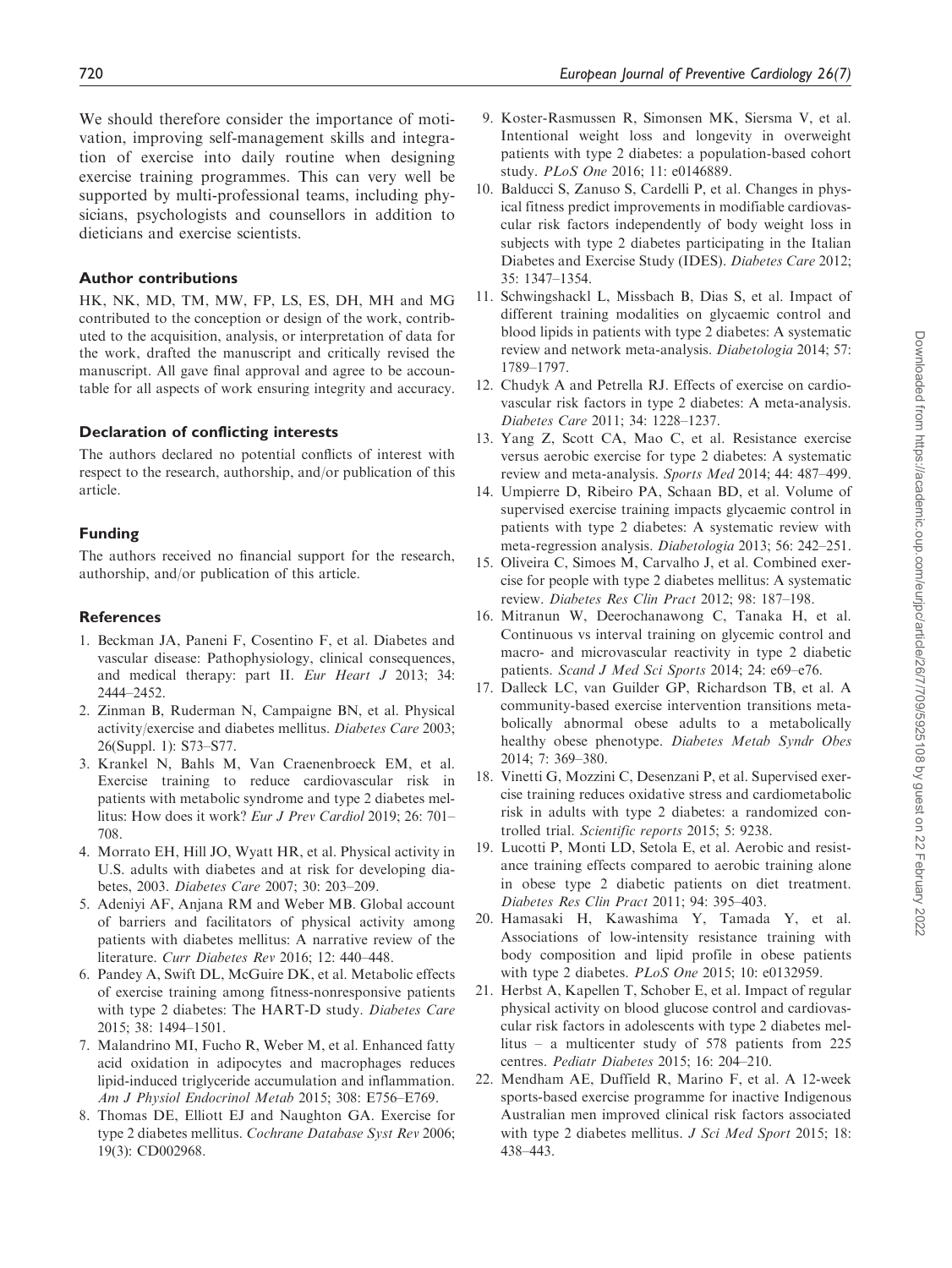We should therefore consider the importance of motivation, improving self-management skills and integration of exercise into daily routine when designing exercise training programmes. This can very well be supported by multi-professional teams, including physicians, psychologists and counsellors in addition to dieticians and exercise scientists.

### Author contributions

HK, NK, MD, TM, MW, FP, LS, ES, DH, MH and MG contributed to the conception or design of the work, contributed to the acquisition, analysis, or interpretation of data for the work, drafted the manuscript and critically revised the manuscript. All gave final approval and agree to be accountable for all aspects of work ensuring integrity and accuracy.

### Declaration of conflicting interests

The authors declared no potential conflicts of interest with respect to the research, authorship, and/or publication of this article.

### Funding

The authors received no financial support for the research, authorship, and/or publication of this article.

### References

1. Beckman JA, Paneni F, Cosentino F, et al. Diabetes and vascular disease: Pathophysiology, clinical consequences, and medical therapy: part II. *Eur Heart J* 2013; 34: 2444–2452.
2. Zinman B, Ruderman N, Campaigne BN, et al. Physical activity/exercise and diabetes mellitus. *Diabetes Care* 2003; 26(Suppl. 1): S73–S77.
3. Krankel N, Bahls M, Van Craenenbroeck EM, et al. Exercise training to reduce cardiovascular risk in patients with metabolic syndrome and type 2 diabetes mellitus: How does it work? *Eur J Prev Cardiol* 2019; 26: 701–708.
4. Morrato EH, Hill JO, Wyatt HR, et al. Physical activity in U.S. adults with diabetes and at risk for developing diabetes, 2003. *Diabetes Care* 2007; 30: 203–209.
5. Adeniyi AF, Anjana RM and Weber MB. Global account of barriers and facilitators of physical activity among patients with diabetes mellitus: A narrative review of the literature. *Curr Diabetes Rev* 2016; 12: 440–448.
6. Pandey A, Swift DL, McGuire DK, et al. Metabolic effects of exercise training among fitness-nonresponsive patients with type 2 diabetes: The HART-D study. *Diabetes Care* 2015; 38: 1494–1501.
7. Malandrino MI, Fucho R, Weber M, et al. Enhanced fatty acid oxidation in adipocytes and macrophages reduces lipid-induced triglyceride accumulation and inflammation. *Am J Physiol Endocrinol Metab* 2015; 308: E756–E769.
8. Thomas DE, Elliott EJ and Naughton GA. Exercise for type 2 diabetes mellitus. *Cochrane Database Syst Rev* 2006; 19(3): CD002968.
9. Koster-Rasmussen R, Simonsen MK, Siersma V, et al. Intentional weight loss and longevity in overweight patients with type 2 diabetes: a population-based cohort study. *PLoS One* 2016; 11: e0146889.
10. Balducci S, Zanuso S, Cardelli P, et al. Changes in physical fitness predict improvements in modifiable cardiovascular risk factors independently of body weight loss in subjects with type 2 diabetes participating in the Italian Diabetes and Exercise Study (IDES). *Diabetes Care* 2012; 35: 1347–1354.
11. Schwingshackl L, Missbach B, Dias S, et al. Impact of different training modalities on glycaemic control and blood lipids in patients with type 2 diabetes: A systematic review and network meta-analysis. *Diabetologia* 2014; 57: 1789–1797.
12. Chudyk A and Petrella RJ. Effects of exercise on cardiovascular risk factors in type 2 diabetes: A meta-analysis. *Diabetes Care* 2011; 34: 1228–1237.
13. Yang Z, Scott CA, Mao C, et al. Resistance exercise versus aerobic exercise for type 2 diabetes: A systematic review and meta-analysis. *Sports Med* 2014; 44: 487–499.
14. Umpierre D, Ribeiro PA, Schaan BD, et al. Volume of supervised exercise training impacts glycaemic control in patients with type 2 diabetes: A systematic review with meta-regression analysis. *Diabetologia* 2013; 56: 242–251.
15. Oliveira C, Simoes M, Carvalho J, et al. Combined exercise for people with type 2 diabetes mellitus: A systematic review. *Diabetes Res Clin Pract* 2012; 98: 187–198.
16. Mitranun W, Deerochanawong C, Tanaka H, et al. Continuous vs interval training on glycemic control and macro- and microvascular reactivity in type 2 diabetic patients. *Scand J Med Sci Sports* 2014; 24: e69–e76.
17. Dalleck LC, van Guilder GP, Richardson TB, et al. A community-based exercise intervention transitions metabolically abnormal obese adults to a metabolically healthy obese phenotype. *Diabetes Metab Syndr Obes* 2014; 7: 369–380.
18. Vinetti G, Mozzini C, Desenzani P, et al. Supervised exercise training reduces oxidative stress and cardiometabolic risk in adults with type 2 diabetes: a randomized controlled trial. *Scientific reports* 2015; 5: 9238.
19. Lucotti P, Monti LD, Setola E, et al. Aerobic and resistance training effects compared to aerobic training alone in obese type 2 diabetic patients on diet treatment. *Diabetes Res Clin Pract* 2011; 94: 395–403.
20. Hamasaki H, Kawashima Y, Tamada Y, et al. Associations of low-intensity resistance training with body composition and lipid profile in obese patients with type 2 diabetes. *PLoS One* 2015; 10: e0132959.
21. Herbst A, Kapellen T, Schober E, et al. Impact of regular physical activity on blood glucose control and cardiovascular risk factors in adolescents with type 2 diabetes mellitus – a multicenter study of 578 patients from 225 centres. *Pediatr Diabetes* 2015; 16: 204–210.
22. Mendham AE, Duffield R, Marino F, et al. A 12-week sports-based exercise programme for inactive Indigenous Australian men improved clinical risk factors associated with type 2 diabetes mellitus. *J Sci Med Sport* 2015; 18: 438–443.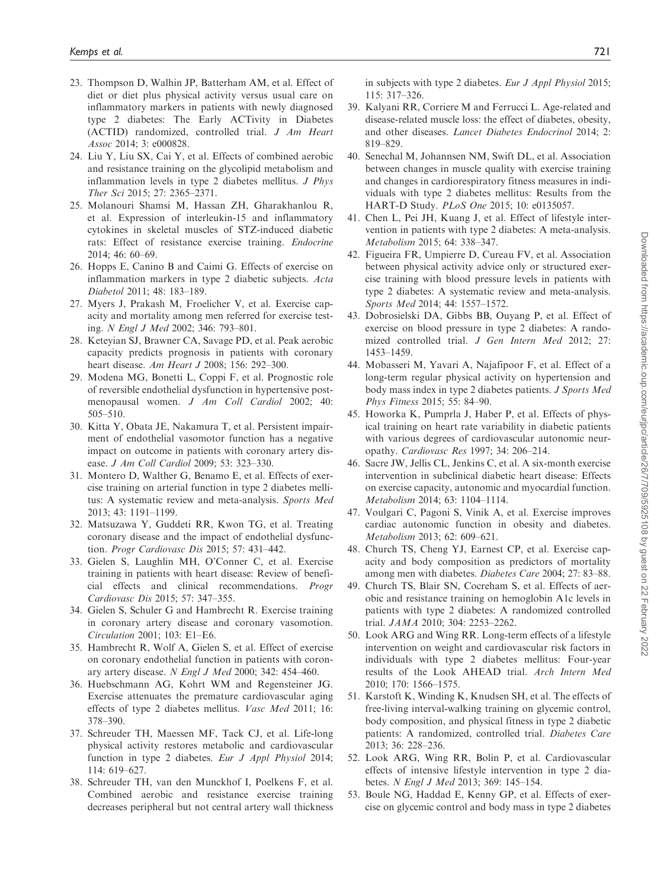23. Thompson D, Walhin JP, Batterham AM, et al. Effect of diet or diet plus physical activity versus usual care on inflammatory markers in patients with newly diagnosed type 2 diabetes: The Early ACTivity in Diabetes (ACTID) randomized, controlled trial. *J Am Heart Assoc* 2014; 3: e000828.
24. Liu Y, Liu SX, Cai Y, et al. Effects of combined aerobic and resistance training on the glycolipid metabolism and inflammation levels in type 2 diabetes mellitus. *J Phys Ther Sci* 2015; 27: 2365–2371.
25. Molanouri Shamsi M, Hassan ZH, Gharakhanlou R, et al. Expression of interleukin-15 and inflammatory cytokines in skeletal muscles of STZ-induced diabetic rats: Effect of resistance exercise training. *Endocrine* 2014; 46: 60–69.
26. Hopps E, Canino B and Caimi G. Effects of exercise on inflammation markers in type 2 diabetic subjects. *Acta Diabetol* 2011; 48: 183–189.
27. Myers J, Prakash M, Froelicher V, et al. Exercise capacity and mortality among men referred for exercise testing. *N Engl J Med* 2002; 346: 793–801.
28. Keteyian SJ, Brawner CA, Savage PD, et al. Peak aerobic capacity predicts prognosis in patients with coronary heart disease. *Am Heart J* 2008; 156: 292–300.
29. Modena MG, Bonetti L, Coppi F, et al. Prognostic role of reversible endothelial dysfunction in hypertensive postmenopausal women. *J Am Coll Cardiol* 2002; 40: 505–510.
30. Kitta Y, Obata JE, Nakamura T, et al. Persistent impairment of endothelial vasomotor function has a negative impact on outcome in patients with coronary artery disease. *J Am Coll Cardiol* 2009; 53: 323–330.
31. Montero D, Walther G, Benamo E, et al. Effects of exercise training on arterial function in type 2 diabetes mellitus: A systematic review and meta-analysis. *Sports Med* 2013; 43: 1191–1199.
32. Matsuzawa Y, Guddeti RR, Kwon TG, et al. Treating coronary disease and the impact of endothelial dysfunction. *Progr Cardiovasc Dis* 2015; 57: 431–442.
33. Gielen S, Laughlin MH, O'Conner C, et al. Exercise training in patients with heart disease: Review of beneficial effects and clinical recommendations. *Progr Cardiovasc Dis* 2015; 57: 347–355.
34. Gielen S, Schuler G and Hambrecht R. Exercise training in coronary artery disease and coronary vasomotion. *Circulation* 2001; 103: E1–E6.
35. Hambrecht R, Wolf A, Gielen S, et al. Effect of exercise on coronary endothelial function in patients with coronary artery disease. *N Engl J Med* 2000; 342: 454–460.
36. Huebschmann AG, Kohrt WM and Regensteiner JG. Exercise attenuates the premature cardiovascular aging effects of type 2 diabetes mellitus. *Vasc Med* 2011; 16: 378–390.
37. Schreuder TH, Maessen MF, Tack CJ, et al. Life-long physical activity restores metabolic and cardiovascular function in type 2 diabetes. *Eur J Appl Physiol* 2014; 114: 619–627.
38. Schreuder TH, van den Munckhof I, Poelkens F, et al. Combined aerobic and resistance exercise training decreases peripheral but not central artery wall thickness in subjects with type 2 diabetes. *Eur J Appl Physiol* 2015; 115: 317–326.
39. Kalyani RR, Corriere M and Ferrucci L. Age-related and disease-related muscle loss: the effect of diabetes, obesity, and other diseases. *Lancet Diabetes Endocrinol* 2014; 2: 819–829.
40. Senechal M, Johannsen NM, Swift DL, et al. Association between changes in muscle quality with exercise training and changes in cardiorespiratory fitness measures in individuals with type 2 diabetes mellitus: Results from the HART-D Study. *PLoS One* 2015; 10: e0135057.
41. Chen L, Pei JH, Kuang J, et al. Effect of lifestyle intervention in patients with type 2 diabetes: A meta-analysis. *Metabolism* 2015; 64: 338–347.
42. Figueira FR, Umpierre D, Cureau FV, et al. Association between physical activity advice only or structured exercise training with blood pressure levels in patients with type 2 diabetes: A systematic review and meta-analysis. *Sports Med* 2014; 44: 1557–1572.
43. Dobrosielski DA, Gibbs BB, Ouyang P, et al. Effect of exercise on blood pressure in type 2 diabetes: A randomized controlled trial. *J Gen Intern Med* 2012; 27: 1453–1459.
44. Mobasseri M, Yavari A, Najafipoor F, et al. Effect of a long-term regular physical activity on hypertension and body mass index in type 2 diabetes patients. *J Sports Med Phys Fitness* 2015; 55: 84–90.
45. Howorka K, Pumprla J, Haber P, et al. Effects of physical training on heart rate variability in diabetic patients with various degrees of cardiovascular autonomic neuropathy. *Cardiovasc Res* 1997; 34: 206–214.
46. Sacre JW, Jellis CL, Jenkins C, et al. A six-month exercise intervention in subclinical diabetic heart disease: Effects on exercise capacity, autonomic and myocardial function. *Metabolism* 2014; 63: 1104–1114.
47. Voulgari C, Pagoni S, Vinik A, et al. Exercise improves cardiac autonomic function in obesity and diabetes. *Metabolism* 2013; 62: 609–621.
48. Church TS, Cheng YJ, Earnest CP, et al. Exercise capacity and body composition as predictors of mortality among men with diabetes. *Diabetes Care* 2004; 27: 83–88.
49. Church TS, Blair SN, Cocreham S, et al. Effects of aerobic and resistance training on hemoglobin A1c levels in patients with type 2 diabetes: A randomized controlled trial. *JAMA* 2010; 304: 2253–2262.
50. Look ARG and Wing RR. Long-term effects of a lifestyle intervention on weight and cardiovascular risk factors in individuals with type 2 diabetes mellitus: Four-year results of the Look AHEAD trial. *Arch Intern Med* 2010; 170: 1566–1575.
51. Karstoft K, Winding K, Knudsen SH, et al. The effects of free-living interval-walking training on glycemic control, body composition, and physical fitness in type 2 diabetic patients: A randomized, controlled trial. *Diabetes Care* 2013; 36: 228–236.
52. Look ARG, Wing RR, Bolin P, et al. Cardiovascular effects of intensive lifestyle intervention in type 2 diabetes. *N Engl J Med* 2013; 369: 145–154.
53. Boule NG, Haddad E, Kenny GP, et al. Effects of exercise on glycemic control and body mass in type 2 diabetes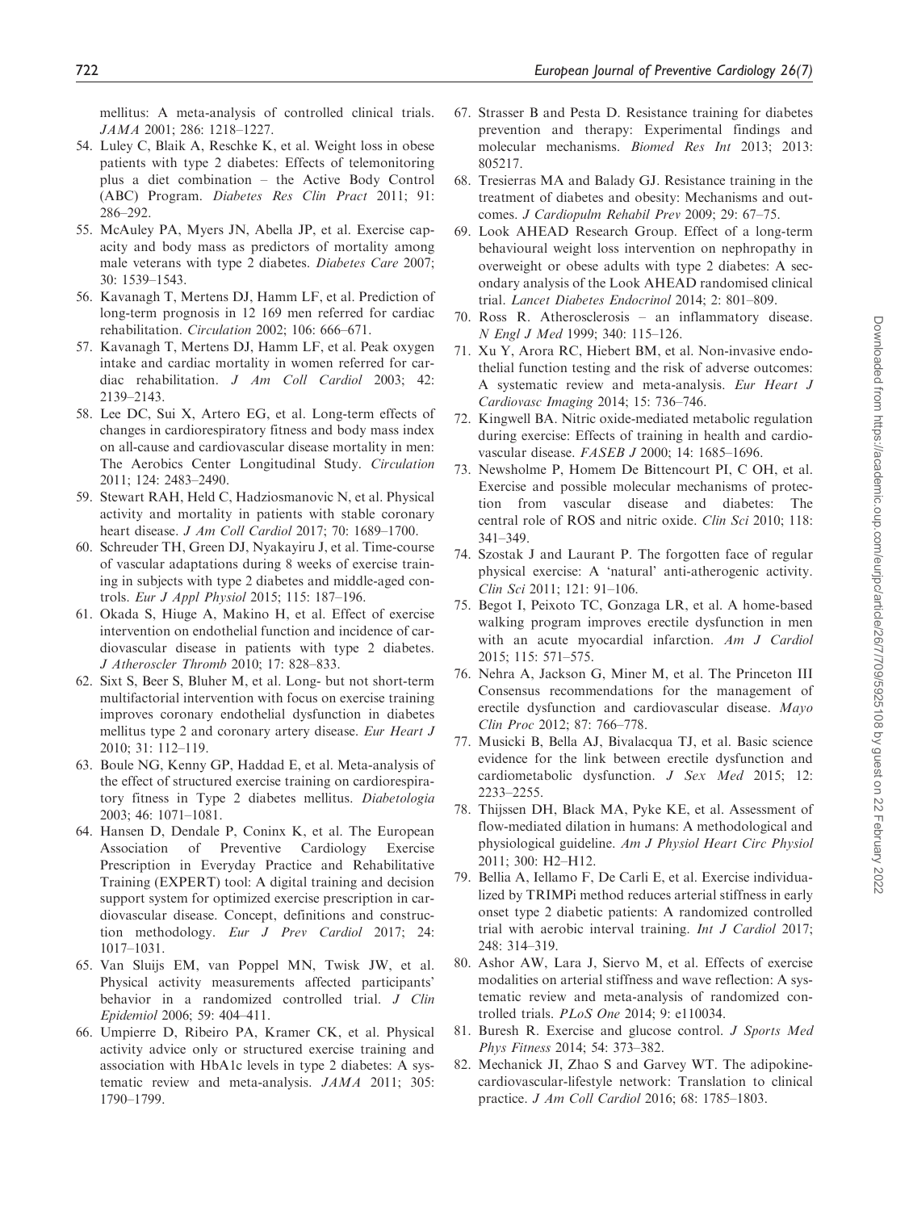mellitus: A meta-analysis of controlled clinical trials. *JAMA* 2001; 286: 1218–1227.

54. Luley C, Blaik A, Reschke K, et al. Weight loss in obese patients with type 2 diabetes: Effects of telemonitoring plus a diet combination – the Active Body Control (ABC) Program. *Diabetes Res Clin Pract* 2011; 91: 286–292.
55. McAuley PA, Myers JN, Abella JP, et al. Exercise capacity and body mass as predictors of mortality among male veterans with type 2 diabetes. *Diabetes Care* 2007; 30: 1539–1543.
56. Kavanagh T, Mertens DJ, Hamm LF, et al. Prediction of long-term prognosis in 12 169 men referred for cardiac rehabilitation. *Circulation* 2002; 106: 666–671.
57. Kavanagh T, Mertens DJ, Hamm LF, et al. Peak oxygen intake and cardiac mortality in women referred for cardiac rehabilitation. *J Am Coll Cardiol* 2003; 42: 2139–2143.
58. Lee DC, Sui X, Artero EG, et al. Long-term effects of changes in cardiorespiratory fitness and body mass index on all-cause and cardiovascular disease mortality in men: The Aerobics Center Longitudinal Study. *Circulation* 2011; 124: 2483–2490.
59. Stewart RAH, Held C, Hadziosmanovic N, et al. Physical activity and mortality in patients with stable coronary heart disease. *J Am Coll Cardiol* 2017; 70: 1689–1700.
60. Schreuder TH, Green DJ, Nyakayiru J, et al. Time-course of vascular adaptations during 8 weeks of exercise training in subjects with type 2 diabetes and middle-aged controls. *Eur J Appl Physiol* 2015; 115: 187–196.
61. Okada S, Hiuge A, Makino H, et al. Effect of exercise intervention on endothelial function and incidence of cardiovascular disease in patients with type 2 diabetes. *J Atheroscler Thromb* 2010; 17: 828–833.
62. Sixt S, Beer S, Bluher M, et al. Long- but not short-term multifactorial intervention with focus on exercise training improves coronary endothelial dysfunction in diabetes mellitus type 2 and coronary artery disease. *Eur Heart J* 2010; 31: 112–119.
63. Boule NG, Kenny GP, Haddad E, et al. Meta-analysis of the effect of structured exercise training on cardiorespiratory fitness in Type 2 diabetes mellitus. *Diabetologia* 2003; 46: 1071–1081.
64. Hansen D, Dendale P, Coninx K, et al. The European Association of Preventive Cardiology Exercise Prescription in Everyday Practice and Rehabilitative Training (EXPERT) tool: A digital training and decision support system for optimized exercise prescription in cardiovascular disease. Concept, definitions and construction methodology. *Eur J Prev Cardiol* 2017; 24: 1017–1031.
65. Van Sluijs EM, van Poppel MN, Twisk JW, et al. Physical activity measurements affected participants' behavior in a randomized controlled trial. *J Clin Epidemiol* 2006; 59: 404–411.
66. Umpierre D, Ribeiro PA, Kramer CK, et al. Physical activity advice only or structured exercise training and association with HbA1c levels in type 2 diabetes: A systematic review and meta-analysis. *JAMA* 2011; 305: 1790–1799.
67. Strasser B and Pesta D. Resistance training for diabetes prevention and therapy: Experimental findings and molecular mechanisms. *Biomed Res Int* 2013; 2013: 805217.
68. Tresierras MA and Balady GJ. Resistance training in the treatment of diabetes and obesity: Mechanisms and outcomes. *J Cardiopulm Rehabil Prev* 2009; 29: 67–75.
69. Look AHEAD Research Group. Effect of a long-term behavioural weight loss intervention on nephropathy in overweight or obese adults with type 2 diabetes: A secondary analysis of the Look AHEAD randomised clinical trial. *Lancet Diabetes Endocrinol* 2014; 2: 801–809.
70. Ross R. Atherosclerosis – an inflammatory disease. *N Engl J Med* 1999; 340: 115–126.
71. Xu Y, Arora RC, Hiebert BM, et al. Non-invasive endothelial function testing and the risk of adverse outcomes: A systematic review and meta-analysis. *Eur Heart J Cardiovasc Imaging* 2014; 15: 736–746.
72. Kingwell BA. Nitric oxide-mediated metabolic regulation during exercise: Effects of training in health and cardiovascular disease. *FASEB J* 2000; 14: 1685–1696.
73. Newsholme P, Homem De Bittencourt PI, C OH, et al. Exercise and possible molecular mechanisms of protection from vascular disease and diabetes: The central role of ROS and nitric oxide. *Clin Sci* 2010; 118: 341–349.
74. Szostak J and Laurant P. The forgotten face of regular physical exercise: A 'natural' anti-atherogenic activity. *Clin Sci* 2011; 121: 91–106.
75. Begot I, Peixoto TC, Gonzaga LR, et al. A home-based walking program improves erectile dysfunction in men with an acute myocardial infarction. *Am J Cardiol* 2015; 115: 571–575.
76. Nehra A, Jackson G, Miner M, et al. The Princeton III Consensus recommendations for the management of erectile dysfunction and cardiovascular disease. *Mayo Clin Proc* 2012; 87: 766–778.
77. Musicki B, Bella AJ, Bivalacqua TJ, et al. Basic science evidence for the link between erectile dysfunction and cardiometabolic dysfunction. *J Sex Med* 2015; 12: 2233–2255.
78. Thijssen DH, Black MA, Pyke KE, et al. Assessment of flow-mediated dilation in humans: A methodological and physiological guideline. *Am J Physiol Heart Circ Physiol* 2011; 300: H2–H12.
79. Bellia A, Iellamo F, De Carli E, et al. Exercise individualized by TRIMPi method reduces arterial stiffness in early onset type 2 diabetic patients: A randomized controlled trial with aerobic interval training. *Int J Cardiol* 2017; 248: 314–319.
80. Ashor AW, Lara J, Siervo M, et al. Effects of exercise modalities on arterial stiffness and wave reflection: A systematic review and meta-analysis of randomized controlled trials. *PLoS One* 2014; 9: e110034.
81. Buresh R. Exercise and glucose control. *J Sports Med Phys Fitness* 2014; 54: 373–382.
82. Mechanick JI, Zhao S and Garvey WT. The adipokine-cardiovascular-lifestyle network: Translation to clinical practice. *J Am Coll Cardiol* 2016; 68: 1785–1803.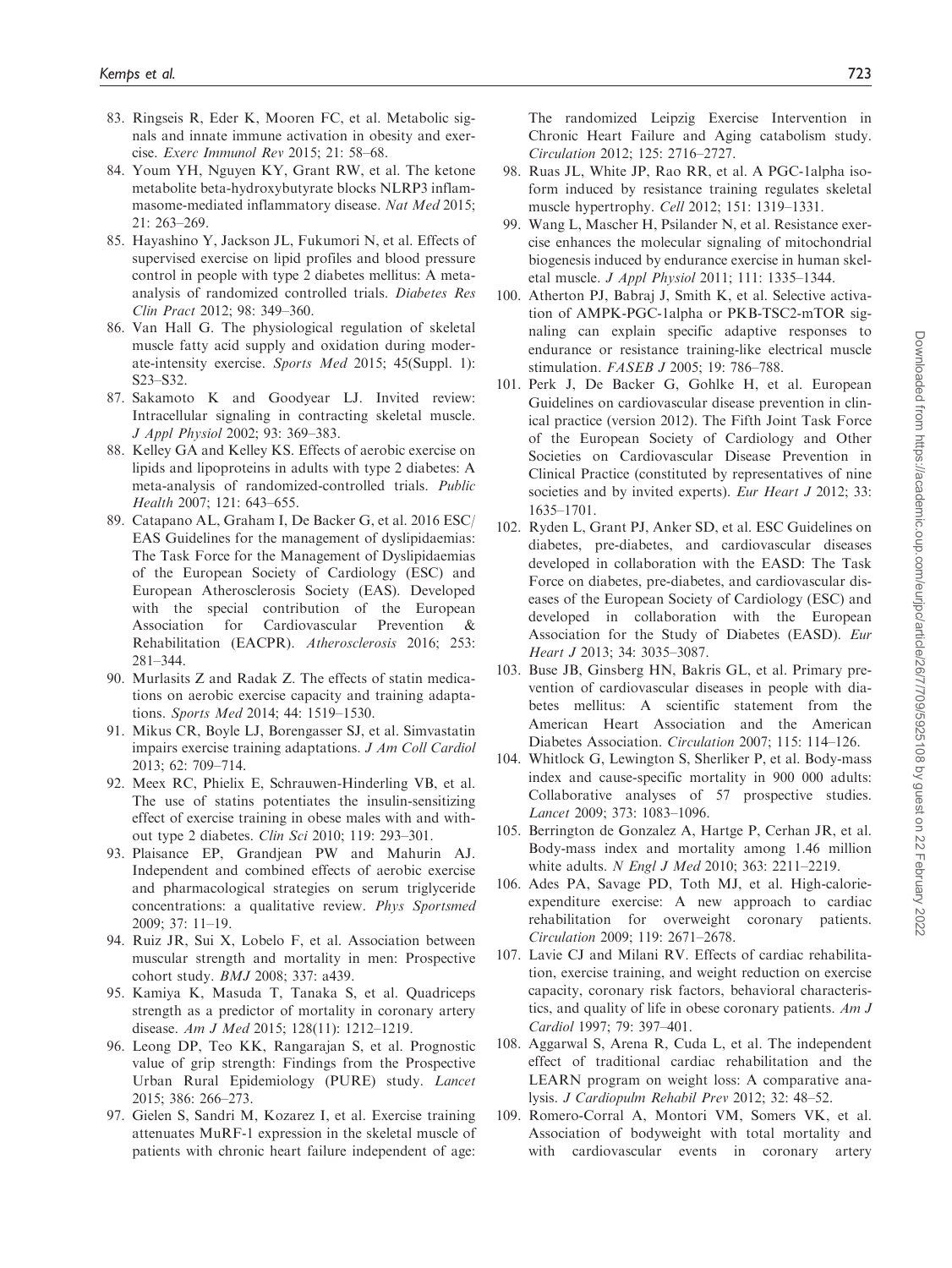83. Ringseis R, Eder K, Mooren FC, et al. Metabolic signals and innate immune activation in obesity and exercise. *Exerc Immunol Rev* 2015; 21: 58–68.
84. Youm YH, Nguyen KY, Grant RW, et al. The ketone metabolite beta-hydroxybutyrate blocks NLRP3 inflammasome-mediated inflammatory disease. *Nat Med* 2015; 21: 263–269.
85. Hayashino Y, Jackson JL, Fukumori N, et al. Effects of supervised exercise on lipid profiles and blood pressure control in people with type 2 diabetes mellitus: A meta-analysis of randomized controlled trials. *Diabetes Res Clin Pract* 2012; 98: 349–360.
86. Van Hall G. The physiological regulation of skeletal muscle fatty acid supply and oxidation during moderate-intensity exercise. *Sports Med* 2015; 45(Suppl. 1): S23–S32.
87. Sakamoto K and Goodyear LJ. Invited review: Intracellular signaling in contracting skeletal muscle. *J Appl Physiol* 2002; 93: 369–383.
88. Kelley GA and Kelley KS. Effects of aerobic exercise on lipids and lipoproteins in adults with type 2 diabetes: A meta-analysis of randomized-controlled trials. *Public Health* 2007; 121: 643–655.
89. Catapano AL, Graham I, De Backer G, et al. 2016 ESC/EAS Guidelines for the management of dyslipidaemias: The Task Force for the Management of Dyslipidaemias of the European Society of Cardiology (ESC) and European Atherosclerosis Society (EAS). Developed with the special contribution of the European Association for Cardiovascular Prevention & Rehabilitation (EACPR). *Atherosclerosis* 2016; 253: 281–344.
90. Murlasits Z and Radak Z. The effects of statin medications on aerobic exercise capacity and training adaptations. *Sports Med* 2014; 44: 1519–1530.
91. Mikus CR, Boyle LJ, Borengasser SJ, et al. Simvastatin impairs exercise training adaptations. *J Am Coll Cardiol* 2013; 62: 709–714.
92. Meex RC, Phielix E, Schrauwen-Hinderling VB, et al. The use of statins potentiates the insulin-sensitizing effect of exercise training in obese males with and without type 2 diabetes. *Clin Sci* 2010; 119: 293–301.
93. Plaisance EP, Grandjean PW and Mahurin AJ. Independent and combined effects of aerobic exercise and pharmacological strategies on serum triglyceride concentrations: a qualitative review. *Phys Sportsmed* 2009; 37: 11–19.
94. Ruiz JR, Sui X, Lobelo F, et al. Association between muscular strength and mortality in men: Prospective cohort study. *BMJ* 2008; 337: a439.
95. Kamiya K, Masuda T, Tanaka S, et al. Quadriceps strength as a predictor of mortality in coronary artery disease. *Am J Med* 2015; 128(11): 1212–1219.
96. Leong DP, Teo KK, Rangarajan S, et al. Prognostic value of grip strength: Findings from the Prospective Urban Rural Epidemiology (PURE) study. *Lancet* 2015; 386: 266–273.
97. Gielen S, Sandri M, Kozarez I, et al. Exercise training attenuates MuRF-1 expression in the skeletal muscle of patients with chronic heart failure independent of age: The randomized Leipzig Exercise Intervention in Chronic Heart Failure and Aging catabolism study. *Circulation* 2012; 125: 2716–2727.
98. Ruas JL, White JP, Rao RR, et al. A PGC-1alpha isoform induced by resistance training regulates skeletal muscle hypertrophy. *Cell* 2012; 151: 1319–1331.
99. Wang L, Mascher H, Psilander N, et al. Resistance exercise enhances the molecular signaling of mitochondrial biogenesis induced by endurance exercise in human skeletal muscle. *J Appl Physiol* 2011; 111: 1335–1344.
100. Atherton PJ, Babraj J, Smith K, et al. Selective activation of AMPK-PGC-1alpha or PKB-TSC2-mTOR signaling can explain specific adaptive responses to endurance or resistance training-like electrical muscle stimulation. *FASEB J* 2005; 19: 786–788.
101. Perk J, De Backer G, Gohlke H, et al. European Guidelines on cardiovascular disease prevention in clinical practice (version 2012). The Fifth Joint Task Force of the European Society of Cardiology and Other Societies on Cardiovascular Disease Prevention in Clinical Practice (constituted by representatives of nine societies and by invited experts). *Eur Heart J* 2012; 33: 1635–1701.
102. Ryden L, Grant PJ, Anker SD, et al. ESC Guidelines on diabetes, pre-diabetes, and cardiovascular diseases developed in collaboration with the EASD: The Task Force on diabetes, pre-diabetes, and cardiovascular diseases of the European Society of Cardiology (ESC) and developed in collaboration with the European Association for the Study of Diabetes (EASD). *Eur Heart J* 2013; 34: 3035–3087.
103. Buse JB, Ginsberg HN, Bakris GL, et al. Primary prevention of cardiovascular diseases in people with diabetes mellitus: A scientific statement from the American Heart Association and the American Diabetes Association. *Circulation* 2007; 115: 114–126.
104. Whitlock G, Lewington S, Sherliker P, et al. Body-mass index and cause-specific mortality in 900 000 adults: Collaborative analyses of 57 prospective studies. *Lancet* 2009; 373: 1083–1096.
105. Berrington de Gonzalez A, Hartge P, Cerhan JR, et al. Body-mass index and mortality among 1.46 million white adults. *N Engl J Med* 2010; 363: 2211–2219.
106. Ades PA, Savage PD, Toth MJ, et al. High-calorie-expenditure exercise: A new approach to cardiac rehabilitation for overweight coronary patients. *Circulation* 2009; 119: 2671–2678.
107. Lavie CJ and Milani RV. Effects of cardiac rehabilitation, exercise training, and weight reduction on exercise capacity, coronary risk factors, behavioral characteristics, and quality of life in obese coronary patients. *Am J Cardiol* 1997; 79: 397–401.
108. Aggarwal S, Arena R, Cuda L, et al. The independent effect of traditional cardiac rehabilitation and the LEARN program on weight loss: A comparative analysis. *J Cardiopulm Rehabil Prev* 2012; 32: 48–52.
109. Romero-Corral A, Montori VM, Somers VK, et al. Association of bodyweight with total mortality and with cardiovascular events in coronary artery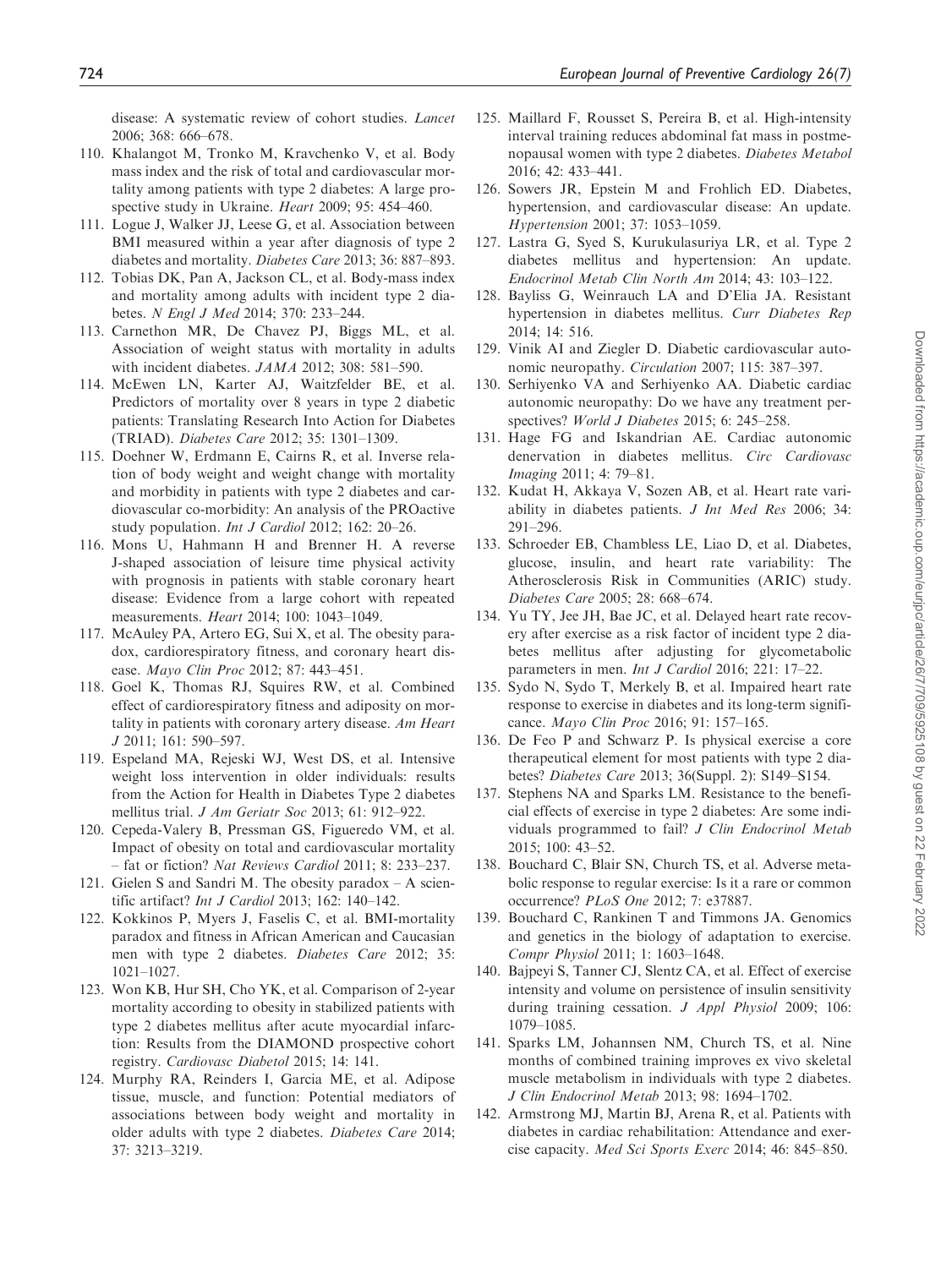disease: A systematic review of cohort studies. *Lancet* 2006; 368: 666–678.

110. Khalangot M, Tronko M, Kravchenko V, et al. Body mass index and the risk of total and cardiovascular mortality among patients with type 2 diabetes: A large prospective study in Ukraine. *Heart* 2009; 95: 454–460.
111. Logue J, Walker JJ, Leese G, et al. Association between BMI measured within a year after diagnosis of type 2 diabetes and mortality. *Diabetes Care* 2013; 36: 887–893.
112. Tobias DK, Pan A, Jackson CL, et al. Body-mass index and mortality among adults with incident type 2 diabetes. *N Engl J Med* 2014; 370: 233–244.
113. Carnethon MR, De Chavez PJ, Biggs ML, et al. Association of weight status with mortality in adults with incident diabetes. *JAMA* 2012; 308: 581–590.
114. McEwen LN, Karter AJ, Waitzfelder BE, et al. Predictors of mortality over 8 years in type 2 diabetic patients: Translating Research Into Action for Diabetes (TRIAD). *Diabetes Care* 2012; 35: 1301–1309.
115. Doehner W, Erdmann E, Cairns R, et al. Inverse relation of body weight and weight change with mortality and morbidity in patients with type 2 diabetes and cardiovascular co-morbidity: An analysis of the PROactive study population. *Int J Cardiol* 2012; 162: 20–26.
116. Mons U, Hahmann H and Brenner H. A reverse J-shaped association of leisure time physical activity with prognosis in patients with stable coronary heart disease: Evidence from a large cohort with repeated measurements. *Heart* 2014; 100: 1043–1049.
117. McAuley PA, Artero EG, Sui X, et al. The obesity paradox, cardiorespiratory fitness, and coronary heart disease. *Mayo Clin Proc* 2012; 87: 443–451.
118. Goel K, Thomas RJ, Squires RW, et al. Combined effect of cardiorespiratory fitness and adiposity on mortality in patients with coronary artery disease. *Am Heart J* 2011; 161: 590–597.
119. Espeland MA, Rejeski WJ, West DS, et al. Intensive weight loss intervention in older individuals: results from the Action for Health in Diabetes Type 2 diabetes mellitus trial. *J Am Geriatr Soc* 2013; 61: 912–922.
120. Cepeda-Valery B, Pressman GS, Figueredo VM, et al. Impact of obesity on total and cardiovascular mortality – fat or fiction? *Nat Reviews Cardiol* 2011; 8: 233–237.
121. Gielen S and Sandri M. The obesity paradox – A scientific artifact? *Int J Cardiol* 2013; 162: 140–142.
122. Kokkinos P, Myers J, Faselis C, et al. BMI-mortality paradox and fitness in African American and Caucasian men with type 2 diabetes. *Diabetes Care* 2012; 35: 1021–1027.
123. Won KB, Hur SH, Cho YK, et al. Comparison of 2-year mortality according to obesity in stabilized patients with type 2 diabetes mellitus after acute myocardial infarction: Results from the DIAMOND prospective cohort registry. *Cardiovasc Diabetol* 2015; 14: 141.
124. Murphy RA, Reinders I, Garcia ME, et al. Adipose tissue, muscle, and function: Potential mediators of associations between body weight and mortality in older adults with type 2 diabetes. *Diabetes Care* 2014; 37: 3213–3219.
125. Maillard F, Rousset S, Pereira B, et al. High-intensity interval training reduces abdominal fat mass in postmenopausal women with type 2 diabetes. *Diabetes Metabol* 2016; 42: 433–441.
126. Sowers JR, Epstein M and Frohlich ED. Diabetes, hypertension, and cardiovascular disease: An update. *Hypertension* 2001; 37: 1053–1059.
127. Lastra G, Syed S, Kurukulasuriya LR, et al. Type 2 diabetes mellitus and hypertension: An update. *Endocrinol Metab Clin North Am* 2014; 43: 103–122.
128. Bayliss G, Weinrauch LA and D'Elia JA. Resistant hypertension in diabetes mellitus. *Curr Diabetes Rep* 2014; 14: 516.
129. Vinik AI and Ziegler D. Diabetic cardiovascular autonomic neuropathy. *Circulation* 2007; 115: 387–397.
130. Serhiyenko VA and Serhiyenko AA. Diabetic cardiac autonomic neuropathy: Do we have any treatment perspectives? *World J Diabetes* 2015; 6: 245–258.
131. Hage FG and Iskandrian AE. Cardiac autonomic denervation in diabetes mellitus. *Circ Cardiovasc Imaging* 2011; 4: 79–81.
132. Kudat H, Akkaya V, Sozen AB, et al. Heart rate variability in diabetes patients. *J Int Med Res* 2006; 34: 291–296.
133. Schroeder EB, Chambless LE, Liao D, et al. Diabetes, glucose, insulin, and heart rate variability: The Atherosclerosis Risk in Communities (ARIC) study. *Diabetes Care* 2005; 28: 668–674.
134. Yu TY, Jee JH, Bae JC, et al. Delayed heart rate recovery after exercise as a risk factor of incident type 2 diabetes mellitus after adjusting for glycometabolic parameters in men. *Int J Cardiol* 2016; 221: 17–22.
135. Sydo N, Sydo T, Merkely B, et al. Impaired heart rate response to exercise in diabetes and its long-term significance. *Mayo Clin Proc* 2016; 91: 157–165.
136. De Feo P and Schwarz P. Is physical exercise a core therapeutical element for most patients with type 2 diabetes? *Diabetes Care* 2013; 36(Suppl. 2): S149–S154.
137. Stephens NA and Sparks LM. Resistance to the beneficial effects of exercise in type 2 diabetes: Are some individuals programmed to fail? *J Clin Endocrinol Metab* 2015; 100: 43–52.
138. Bouchard C, Blair SN, Church TS, et al. Adverse metabolic response to regular exercise: Is it a rare or common occurrence? *PLoS One* 2012; 7: e37887.
139. Bouchard C, Rankinen T and Timmons JA. Genomics and genetics in the biology of adaptation to exercise. *Compr Physiol* 2011; 1: 1603–1648.
140. Bajpeyi S, Tanner CJ, Slentz CA, et al. Effect of exercise intensity and volume on persistence of insulin sensitivity during training cessation. *J Appl Physiol* 2009; 106: 1079–1085.
141. Sparks LM, Johannsen NM, Church TS, et al. Nine months of combined training improves ex vivo skeletal muscle metabolism in individuals with type 2 diabetes. *J Clin Endocrinol Metab* 2013; 98: 1694–1702.
142. Armstrong MJ, Martin BJ, Arena R, et al. Patients with diabetes in cardiac rehabilitation: Attendance and exercise capacity. *Med Sci Sports Exerc* 2014; 46: 845–850.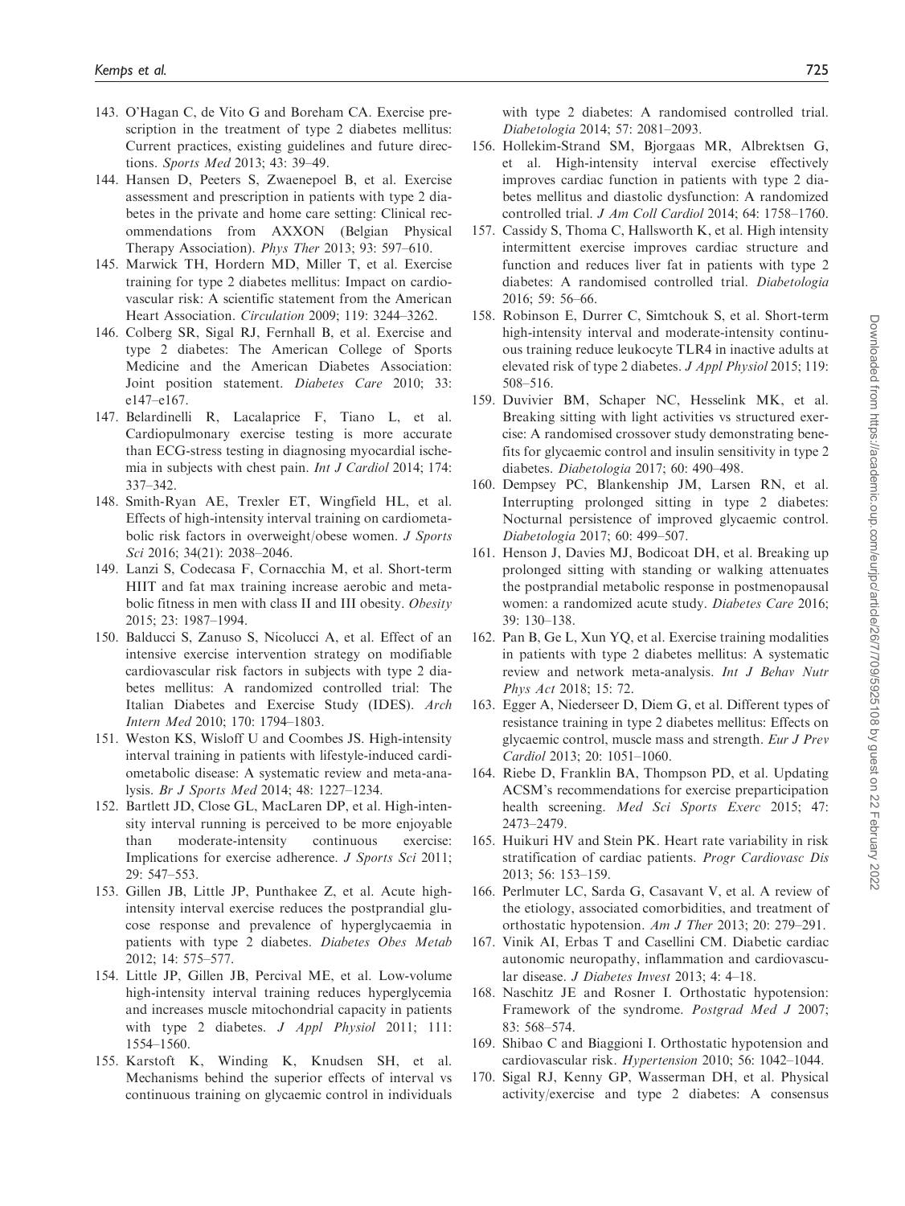143. O'Hagan C, de Vito G and Boreham CA. Exercise prescription in the treatment of type 2 diabetes mellitus: Current practices, existing guidelines and future directions. *Sports Med* 2013; 43: 39–49.
144. Hansen D, Peeters S, Zwaenepoel B, et al. Exercise assessment and prescription in patients with type 2 diabetes in the private and home care setting: Clinical recommendations from AXXON (Belgian Physical Therapy Association). *Phys Ther* 2013; 93: 597–610.
145. Marwick TH, Hordern MD, Miller T, et al. Exercise training for type 2 diabetes mellitus: Impact on cardiovascular risk: A scientific statement from the American Heart Association. *Circulation* 2009; 119: 3244–3262.
146. Colberg SR, Sigal RJ, Fernhall B, et al. Exercise and type 2 diabetes: The American College of Sports Medicine and the American Diabetes Association: Joint position statement. *Diabetes Care* 2010; 33: e147–e167.
147. Belardinelli R, Lacalaprice F, Tiano L, et al. Cardiopulmonary exercise testing is more accurate than ECG-stress testing in diagnosing myocardial ischemia in subjects with chest pain. *Int J Cardiol* 2014; 174: 337–342.
148. Smith-Ryan AE, Trexler ET, Wingfield HL, et al. Effects of high-intensity interval training on cardiometabolic risk factors in overweight/obese women. *J Sports Sci* 2016; 34(21): 2038–2046.
149. Lanzi S, Codecasa F, Cornacchia M, et al. Short-term HIIT and fat max training increase aerobic and metabolic fitness in men with class II and III obesity. *Obesity* 2015; 23: 1987–1994.
150. Balducci S, Zanuso S, Nicolucci A, et al. Effect of an intensive exercise intervention strategy on modifiable cardiovascular risk factors in subjects with type 2 diabetes mellitus: A randomized controlled trial: The Italian Diabetes and Exercise Study (IDES). *Arch Intern Med* 2010; 170: 1794–1803.
151. Weston KS, Wisloff U and Coombes JS. High-intensity interval training in patients with lifestyle-induced cardiometabolic disease: A systematic review and meta-analysis. *Br J Sports Med* 2014; 48: 1227–1234.
152. Bartlett JD, Close GL, MacLaren DP, et al. High-intensity interval running is perceived to be more enjoyable than moderate-intensity continuous exercise: Implications for exercise adherence. *J Sports Sci* 2011; 29: 547–553.
153. Gillen JB, Little JP, Punthakee Z, et al. Acute high-intensity interval exercise reduces the postprandial glucose response and prevalence of hyperglycaemia in patients with type 2 diabetes. *Diabetes Obes Metab* 2012; 14: 575–577.
154. Little JP, Gillen JB, Percival ME, et al. Low-volume high-intensity interval training reduces hyperglycemia and increases muscle mitochondrial capacity in patients with type 2 diabetes. *J Appl Physiol* 2011; 111: 1554–1560.
155. Karstoft K, Winding K, Knudsen SH, et al. Mechanisms behind the superior effects of interval vs continuous training on glycaemic control in individuals with type 2 diabetes: A randomised controlled trial. *Diabetologia* 2014; 57: 2081–2093.
156. Hollekim-Strand SM, Bjorgaas MR, Albrektsen G, et al. High-intensity interval exercise effectively improves cardiac function in patients with type 2 diabetes mellitus and diastolic dysfunction: A randomized controlled trial. *J Am Coll Cardiol* 2014; 64: 1758–1760.
157. Cassidy S, Thoma C, Hallsworth K, et al. High intensity intermittent exercise improves cardiac structure and function and reduces liver fat in patients with type 2 diabetes: A randomised controlled trial. *Diabetologia* 2016; 59: 56–66.
158. Robinson E, Durrer C, Simtchouk S, et al. Short-term high-intensity interval and moderate-intensity continuous training reduce leukocyte TLR4 in inactive adults at elevated risk of type 2 diabetes. *J Appl Physiol* 2015; 119: 508–516.
159. Duvivier BM, Schaper NC, Hesselink MK, et al. Breaking sitting with light activities vs structured exercise: A randomised crossover study demonstrating benefits for glycaemic control and insulin sensitivity in type 2 diabetes. *Diabetologia* 2017; 60: 490–498.
160. Dempsey PC, Blankenship JM, Larsen RN, et al. Interrupting prolonged sitting in type 2 diabetes: Nocturnal persistence of improved glycaemic control. *Diabetologia* 2017; 60: 499–507.
161. Henson J, Davies MJ, Bodicoat DH, et al. Breaking up prolonged sitting with standing or walking attenuates the postprandial metabolic response in postmenopausal women: a randomized acute study. *Diabetes Care* 2016; 39: 130–138.
162. Pan B, Ge L, Xun YQ, et al. Exercise training modalities in patients with type 2 diabetes mellitus: A systematic review and network meta-analysis. *Int J Behav Nutr Phys Act* 2018; 15: 72.
163. Egger A, Niederseer D, Diem G, et al. Different types of resistance training in type 2 diabetes mellitus: Effects on glycaemic control, muscle mass and strength. *Eur J Prev Cardiol* 2013; 20: 1051–1060.
164. Riebe D, Franklin BA, Thompson PD, et al. Updating ACSM's recommendations for exercise preparticipation health screening. *Med Sci Sports Exerc* 2015; 47: 2473–2479.
165. Huikuri HV and Stein PK. Heart rate variability in risk stratification of cardiac patients. *Progr Cardiovasc Dis* 2013; 56: 153–159.
166. Perlmuter LC, Sarda G, Casavant V, et al. A review of the etiology, associated comorbidities, and treatment of orthostatic hypotension. *Am J Ther* 2013; 20: 279–291.
167. Vinik AI, Erbas T and Casellini CM. Diabetic cardiac autonomic neuropathy, inflammation and cardiovascular disease. *J Diabetes Invest* 2013; 4: 4–18.
168. Naschitz JE and Rosner I. Orthostatic hypotension: Framework of the syndrome. *Postgrad Med J* 2007; 83: 568–574.
169. Shibao C and Biaggioni I. Orthostatic hypotension and cardiovascular risk. *Hypertension* 2010; 56: 1042–1044.
170. Sigal RJ, Kenny GP, Wasserman DH, et al. Physical activity/exercise and type 2 diabetes: A consensus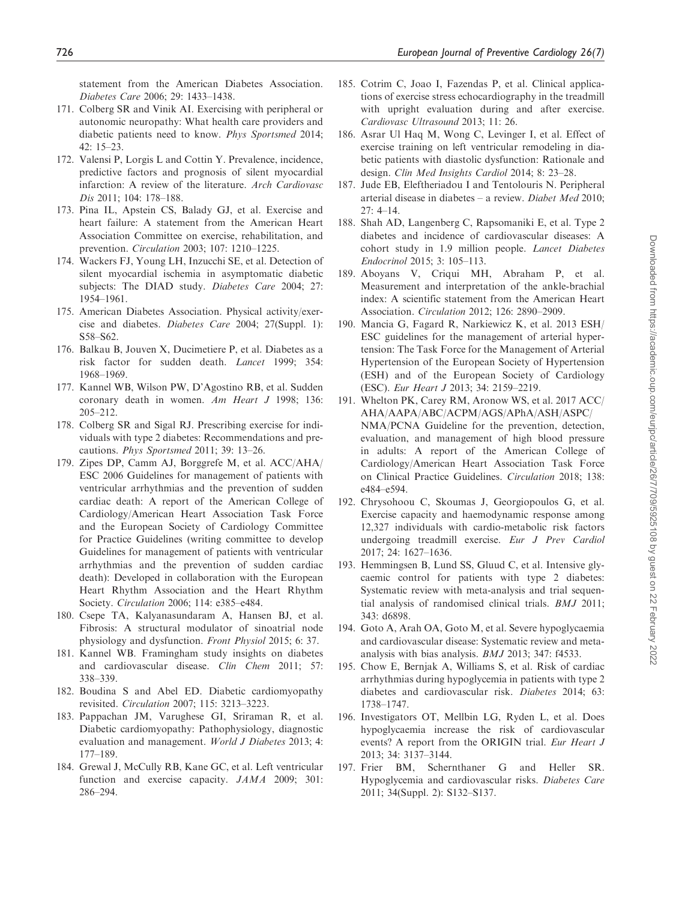statement from the American Diabetes Association. *Diabetes Care* 2006; 29: 1433–1438.

171. Colberg SR and Vinik AI. Exercising with peripheral or autonomic neuropathy: What health care providers and diabetic patients need to know. *Phys Sportsmed* 2014; 42: 15–23.
172. Valensi P, Lorgis L and Cottin Y. Prevalence, incidence, predictive factors and prognosis of silent myocardial infarction: A review of the literature. *Arch Cardiovasc Dis* 2011; 104: 178–188.
173. Pina IL, Apstein CS, Balady GJ, et al. Exercise and heart failure: A statement from the American Heart Association Committee on exercise, rehabilitation, and prevention. *Circulation* 2003; 107: 1210–1225.
174. Wackers FJ, Young LH, Inzucchi SE, et al. Detection of silent myocardial ischemia in asymptomatic diabetic subjects: The DIAD study. *Diabetes Care* 2004; 27: 1954–1961.
175. American Diabetes Association. Physical activity/exercise and diabetes. *Diabetes Care* 2004; 27(Suppl. 1): S58–S62.
176. Balkau B, Jouven X, Ducimetiere P, et al. Diabetes as a risk factor for sudden death. *Lancet* 1999; 354: 1968–1969.
177. Kannel WB, Wilson PW, D'Agostino RB, et al. Sudden coronary death in women. *Am Heart J* 1998; 136: 205–212.
178. Colberg SR and Sigal RJ. Prescribing exercise for individuals with type 2 diabetes: Recommendations and precautions. *Phys Sportsmed* 2011; 39: 13–26.
179. Zipes DP, Camm AJ, Borggrefe M, et al. ACC/AHA/ESC 2006 Guidelines for management of patients with ventricular arrhythmias and the prevention of sudden cardiac death: A report of the American College of Cardiology/American Heart Association Task Force and the European Society of Cardiology Committee for Practice Guidelines (writing committee to develop Guidelines for management of patients with ventricular arrhythmias and the prevention of sudden cardiac death): Developed in collaboration with the European Heart Rhythm Association and the Heart Rhythm Society. *Circulation* 2006; 114: e385–e484.
180. Csepe TA, Kalyanasundaram A, Hansen BJ, et al. Fibrosis: A structural modulator of sinoatrial node physiology and dysfunction. *Front Physiol* 2015; 6: 37.
181. Kannel WB. Framingham study insights on diabetes and cardiovascular disease. *Clin Chem* 2011; 57: 338–339.
182. Boudina S and Abel ED. Diabetic cardiomyopathy revisited. *Circulation* 2007; 115: 3213–3223.
183. Pappachan JM, Varughese GI, Sriraman R, et al. Diabetic cardiomyopathy: Pathophysiology, diagnostic evaluation and management. *World J Diabetes* 2013; 4: 177–189.
184. Grewal J, McCully RB, Kane GC, et al. Left ventricular function and exercise capacity. *JAMA* 2009; 301: 286–294.
185. Cotrim C, Joao I, Fazendas P, et al. Clinical applications of exercise stress echocardiography in the treadmill with upright evaluation during and after exercise. *Cardiovasc Ultrasound* 2013; 11: 26.
186. Asrar Ul Haq M, Wong C, Levinger I, et al. Effect of exercise training on left ventricular remodeling in diabetic patients with diastolic dysfunction: Rationale and design. *Clin Med Insights Cardiol* 2014; 8: 23–28.
187. Jude EB, Eleftheriadou I and Tentolouris N. Peripheral arterial disease in diabetes – a review. *Diabet Med* 2010; 27: 4–14.
188. Shah AD, Langenberg C, Rapsomaniki E, et al. Type 2 diabetes and incidence of cardiovascular diseases: A cohort study in 1.9 million people. *Lancet Diabetes Endocrinol* 2015; 3: 105–113.
189. Aboyans V, Criqui MH, Abraham P, et al. Measurement and interpretation of the ankle-brachial index: A scientific statement from the American Heart Association. *Circulation* 2012; 126: 2890–2909.
190. Mancia G, Fagard R, Narkiewicz K, et al. 2013 ESH/ESC guidelines for the management of arterial hypertension: The Task Force for the Management of Arterial Hypertension of the European Society of Hypertension (ESH) and of the European Society of Cardiology (ESC). *Eur Heart J* 2013; 34: 2159–2219.
191. Whelton PK, Carey RM, Aronow WS, et al. 2017 ACC/AHA/AAPA/ABC/ACPM/AGS/APhA/ASH/ASPC/NMA/PCNA Guideline for the prevention, detection, evaluation, and management of high blood pressure in adults: A report of the American College of Cardiology/American Heart Association Task Force on Clinical Practice Guidelines. *Circulation* 2018; 138: e484–e594.
192. Chrysohoou C, Skoumas J, Georgiopoulos G, et al. Exercise capacity and haemodynamic response among 12,327 individuals with cardio-metabolic risk factors undergoing treadmill exercise. *Eur J Prev Cardiol* 2017; 24: 1627–1636.
193. Hemmingsen B, Lund SS, Gluud C, et al. Intensive glycaemic control for patients with type 2 diabetes: Systematic review with meta-analysis and trial sequential analysis of randomised clinical trials. *BMJ* 2011; 343: d6898.
194. Goto A, Arah OA, Goto M, et al. Severe hypoglycaemia and cardiovascular disease: Systematic review and meta-analysis with bias analysis. *BMJ* 2013; 347: f4533.
195. Chow E, Bernjak A, Williams S, et al. Risk of cardiac arrhythmias during hypoglycemia in patients with type 2 diabetes and cardiovascular risk. *Diabetes* 2014; 63: 1738–1747.
196. Investigators OT, Mellbin LG, Ryden L, et al. Does hypoglycaemia increase the risk of cardiovascular events? A report from the ORIGIN trial. *Eur Heart J* 2013; 34: 3137–3144.
197. Frier BM, Schernthaner G and Heller SR. Hypoglycemia and cardiovascular risks. *Diabetes Care* 2011; 34(Suppl. 2): S132–S137.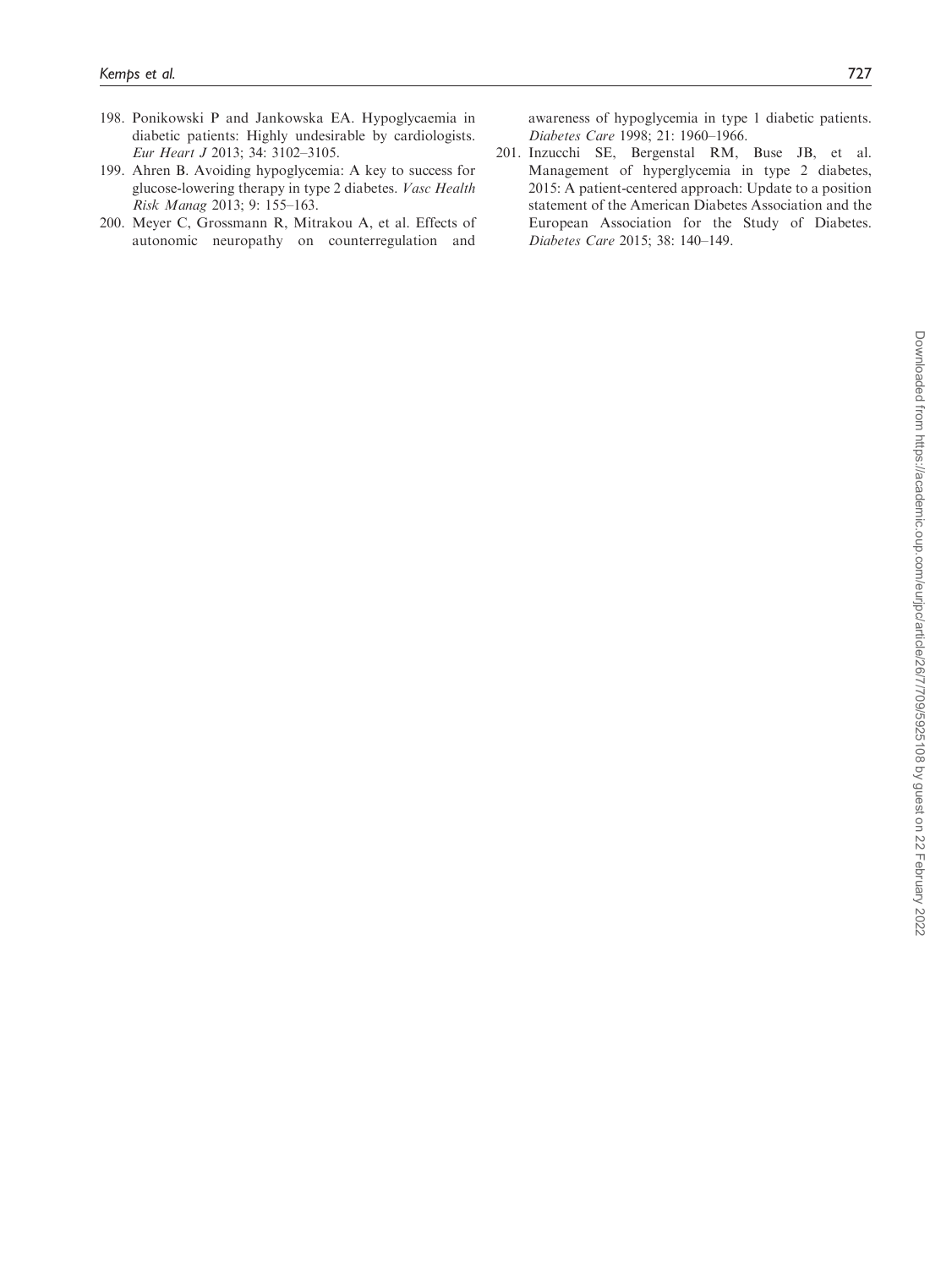198. Ponikowski P and Jankowska EA. Hypoglycaemia in diabetic patients: Highly undesirable by cardiologists. *Eur Heart J* 2013; 34: 3102–3105.
199. Ahren B. Avoiding hypoglycemia: A key to success for glucose-lowering therapy in type 2 diabetes. *Vasc Health Risk Manag* 2013; 9: 155–163.
200. Meyer C, Grossmann R, Mitrakou A, et al. Effects of autonomic neuropathy on counterregulation and awareness of hypoglycemia in type 1 diabetic patients. *Diabetes Care* 1998; 21: 1960–1966.
201. Inzucchi SE, Bergenstal RM, Buse JB, et al. Management of hyperglycemia in type 2 diabetes, 2015: A patient-centered approach: Update to a position statement of the American Diabetes Association and the European Association for the Study of Diabetes. *Diabetes Care* 2015; 38: 140–149.